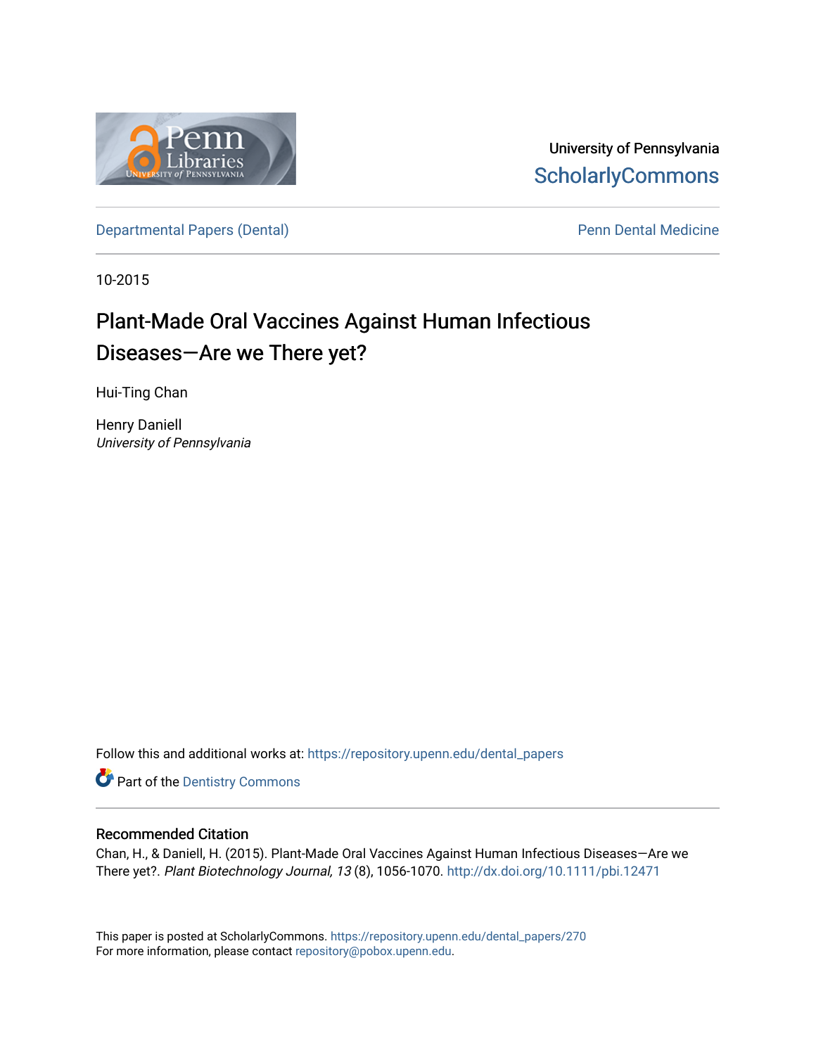University of Pennsylvania
ScholarlyCommons

Departmental Papers (Dental) Penn Dental Medicine

10-2015

# Plant-Made Oral Vaccines Against Human Infectious Diseases—Are we There yet?

Hui-Ting Chan

Henry Daniell
*University of Pennsylvania*

Follow this and additional works at: https://repository.upenn.edu/dental_papers

Part of the Dentistry Commons

## Recommended Citation

Chan, H., & Daniell, H. (2015). Plant-Made Oral Vaccines Against Human Infectious Diseases—Are we There yet?. *Plant Biotechnology Journal, 13* (8), 1056-1070. http://dx.doi.org/10.1111/pbi.12471

This paper is posted at ScholarlyCommons. https://repository.upenn.edu/dental_papers/270
For more information, please contact repository@pobox.upenn.edu.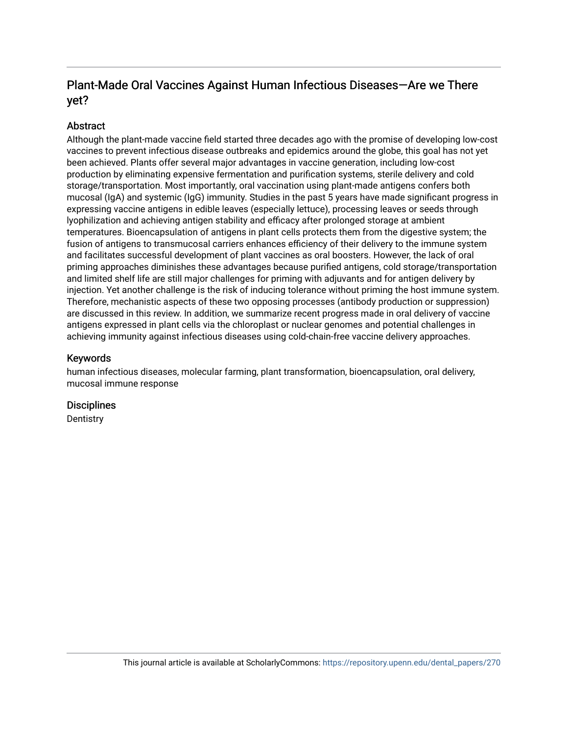## Plant-Made Oral Vaccines Against Human Infectious Diseases—Are we There yet?

### Abstract

Although the plant-made vaccine field started three decades ago with the promise of developing low-cost vaccines to prevent infectious disease outbreaks and epidemics around the globe, this goal has not yet been achieved. Plants offer several major advantages in vaccine generation, including low-cost production by eliminating expensive fermentation and purification systems, sterile delivery and cold storage/transportation. Most importantly, oral vaccination using plant-made antigens confers both mucosal (IgA) and systemic (IgG) immunity. Studies in the past 5 years have made significant progress in expressing vaccine antigens in edible leaves (especially lettuce), processing leaves or seeds through lyophilization and achieving antigen stability and efficacy after prolonged storage at ambient temperatures. Bioencapsulation of antigens in plant cells protects them from the digestive system; the fusion of antigens to transmucosal carriers enhances efficiency of their delivery to the immune system and facilitates successful development of plant vaccines as oral boosters. However, the lack of oral priming approaches diminishes these advantages because purified antigens, cold storage/transportation and limited shelf life are still major challenges for priming with adjuvants and for antigen delivery by injection. Yet another challenge is the risk of inducing tolerance without priming the host immune system. Therefore, mechanistic aspects of these two opposing processes (antibody production or suppression) are discussed in this review. In addition, we summarize recent progress made in oral delivery of vaccine antigens expressed in plant cells via the chloroplast or nuclear genomes and potential challenges in achieving immunity against infectious diseases using cold-chain-free vaccine delivery approaches.

### Keywords

human infectious diseases, molecular farming, plant transformation, bioencapsulation, oral delivery, mucosal immune response

### Disciplines

Dentistry

This journal article is available at ScholarlyCommons: https://repository.upenn.edu/dental_papers/270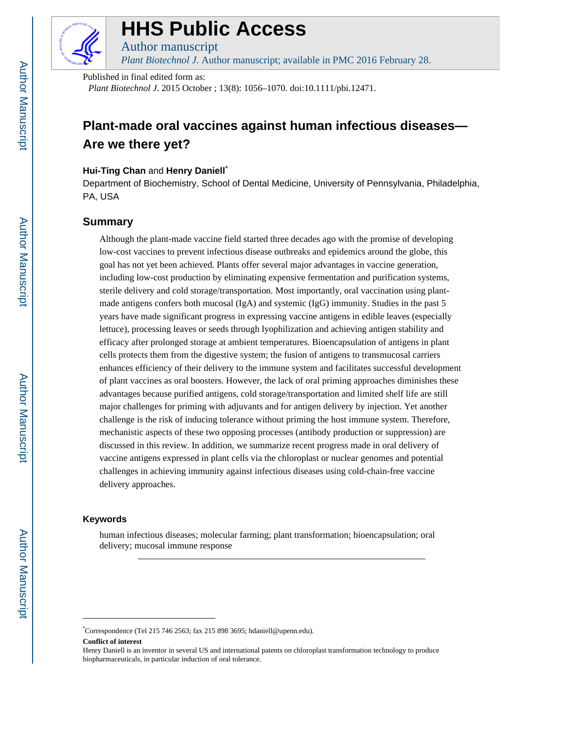Published in final edited form as:

*Plant Biotechnol J*. 2015 October ; 13(8): 1056–1070. doi:10.1111/pbi.12471.

# Plant-made oral vaccines against human infectious diseases—Are we there yet?

**Hui-Ting Chan** and **Henry Daniell**[*]

Department of Biochemistry, School of Dental Medicine, University of Pennsylvania, Philadelphia, PA, USA

## Summary

Although the plant-made vaccine field started three decades ago with the promise of developing low-cost vaccines to prevent infectious disease outbreaks and epidemics around the globe, this goal has not yet been achieved. Plants offer several major advantages in vaccine generation, including low-cost production by eliminating expensive fermentation and purification systems, sterile delivery and cold storage/transportation. Most importantly, oral vaccination using plant-made antigens confers both mucosal (IgA) and systemic (IgG) immunity. Studies in the past 5 years have made significant progress in expressing vaccine antigens in edible leaves (especially lettuce), processing leaves or seeds through lyophilization and achieving antigen stability and efficacy after prolonged storage at ambient temperatures. Bioencapsulation of antigens in plant cells protects them from the digestive system; the fusion of antigens to transmucosal carriers enhances efficiency of their delivery to the immune system and facilitates successful development of plant vaccines as oral boosters. However, the lack of oral priming approaches diminishes these advantages because purified antigens, cold storage/transportation and limited shelf life are still major challenges for priming with adjuvants and for antigen delivery by injection. Yet another challenge is the risk of inducing tolerance without priming the host immune system. Therefore, mechanistic aspects of these two opposing processes (antibody production or suppression) are discussed in this review. In addition, we summarize recent progress made in oral delivery of vaccine antigens expressed in plant cells via the chloroplast or nuclear genomes and potential challenges in achieving immunity against infectious diseases using cold-chain-free vaccine delivery approaches.

### Keywords

human infectious diseases; molecular farming; plant transformation; bioencapsulation; oral delivery; mucosal immune response

---

[*]Correspondence (Tel 215 746 2563; fax 215 898 3695; hdaniell@upenn.edu).

**Conflict of interest**

Henry Daniell is an inventor in several US and international patents on chloroplast transformation technology to produce biopharmaceuticals, in particular induction of oral tolerance.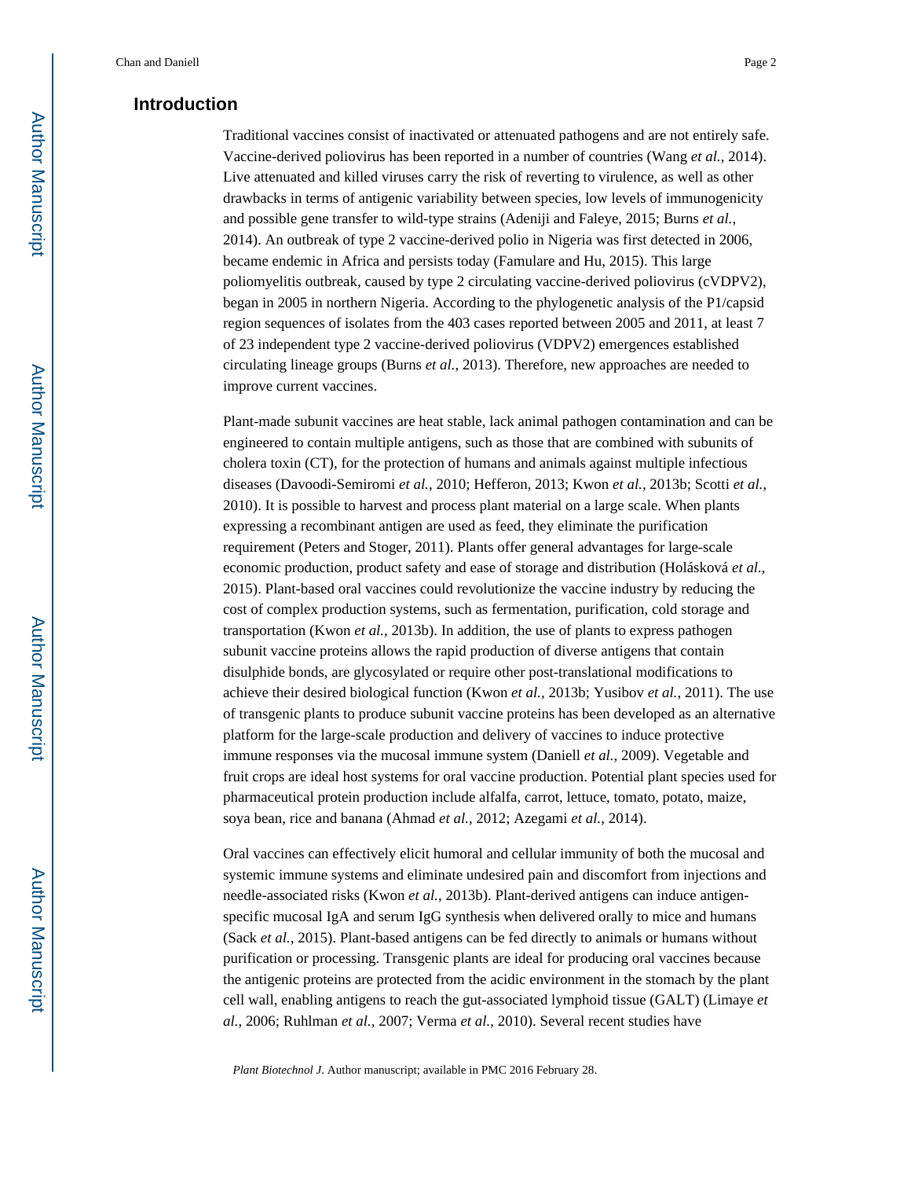## Introduction

Traditional vaccines consist of inactivated or attenuated pathogens and are not entirely safe. Vaccine-derived poliovirus has been reported in a number of countries (Wang *et al.*, 2014). Live attenuated and killed viruses carry the risk of reverting to virulence, as well as other drawbacks in terms of antigenic variability between species, low levels of immunogenicity and possible gene transfer to wild-type strains (Adeniji and Faleye, 2015; Burns *et al.*, 2014). An outbreak of type 2 vaccine-derived polio in Nigeria was first detected in 2006, became endemic in Africa and persists today (Famulare and Hu, 2015). This large poliomyelitis outbreak, caused by type 2 circulating vaccine-derived poliovirus (cVDPV2), began in 2005 in northern Nigeria. According to the phylogenetic analysis of the P1/capsid region sequences of isolates from the 403 cases reported between 2005 and 2011, at least 7 of 23 independent type 2 vaccine-derived poliovirus (VDPV2) emergences established circulating lineage groups (Burns *et al.*, 2013). Therefore, new approaches are needed to improve current vaccines.

Plant-made subunit vaccines are heat stable, lack animal pathogen contamination and can be engineered to contain multiple antigens, such as those that are combined with subunits of cholera toxin (CT), for the protection of humans and animals against multiple infectious diseases (Davoodi-Semiromi *et al.*, 2010; Hefferon, 2013; Kwon *et al.*, 2013b; Scotti *et al.*, 2010). It is possible to harvest and process plant material on a large scale. When plants expressing a recombinant antigen are used as feed, they eliminate the purification requirement (Peters and Stoger, 2011). Plants offer general advantages for large-scale economic production, product safety and ease of storage and distribution (Holásková *et al.*, 2015). Plant-based oral vaccines could revolutionize the vaccine industry by reducing the cost of complex production systems, such as fermentation, purification, cold storage and transportation (Kwon *et al.*, 2013b). In addition, the use of plants to express pathogen subunit vaccine proteins allows the rapid production of diverse antigens that contain disulphide bonds, are glycosylated or require other post-translational modifications to achieve their desired biological function (Kwon *et al.*, 2013b; Yusibov *et al.*, 2011). The use of transgenic plants to produce subunit vaccine proteins has been developed as an alternative platform for the large-scale production and delivery of vaccines to induce protective immune responses via the mucosal immune system (Daniell *et al.*, 2009). Vegetable and fruit crops are ideal host systems for oral vaccine production. Potential plant species used for pharmaceutical protein production include alfalfa, carrot, lettuce, tomato, potato, maize, soya bean, rice and banana (Ahmad *et al.*, 2012; Azegami *et al.*, 2014).

Oral vaccines can effectively elicit humoral and cellular immunity of both the mucosal and systemic immune systems and eliminate undesired pain and discomfort from injections and needle-associated risks (Kwon *et al.*, 2013b). Plant-derived antigens can induce antigen-specific mucosal IgA and serum IgG synthesis when delivered orally to mice and humans (Sack *et al.*, 2015). Plant-based antigens can be fed directly to animals or humans without purification or processing. Transgenic plants are ideal for producing oral vaccines because the antigenic proteins are protected from the acidic environment in the stomach by the plant cell wall, enabling antigens to reach the gut-associated lymphoid tissue (GALT) (Limaye *et al.*, 2006; Ruhlman *et al.*, 2007; Verma *et al.*, 2010). Several recent studies have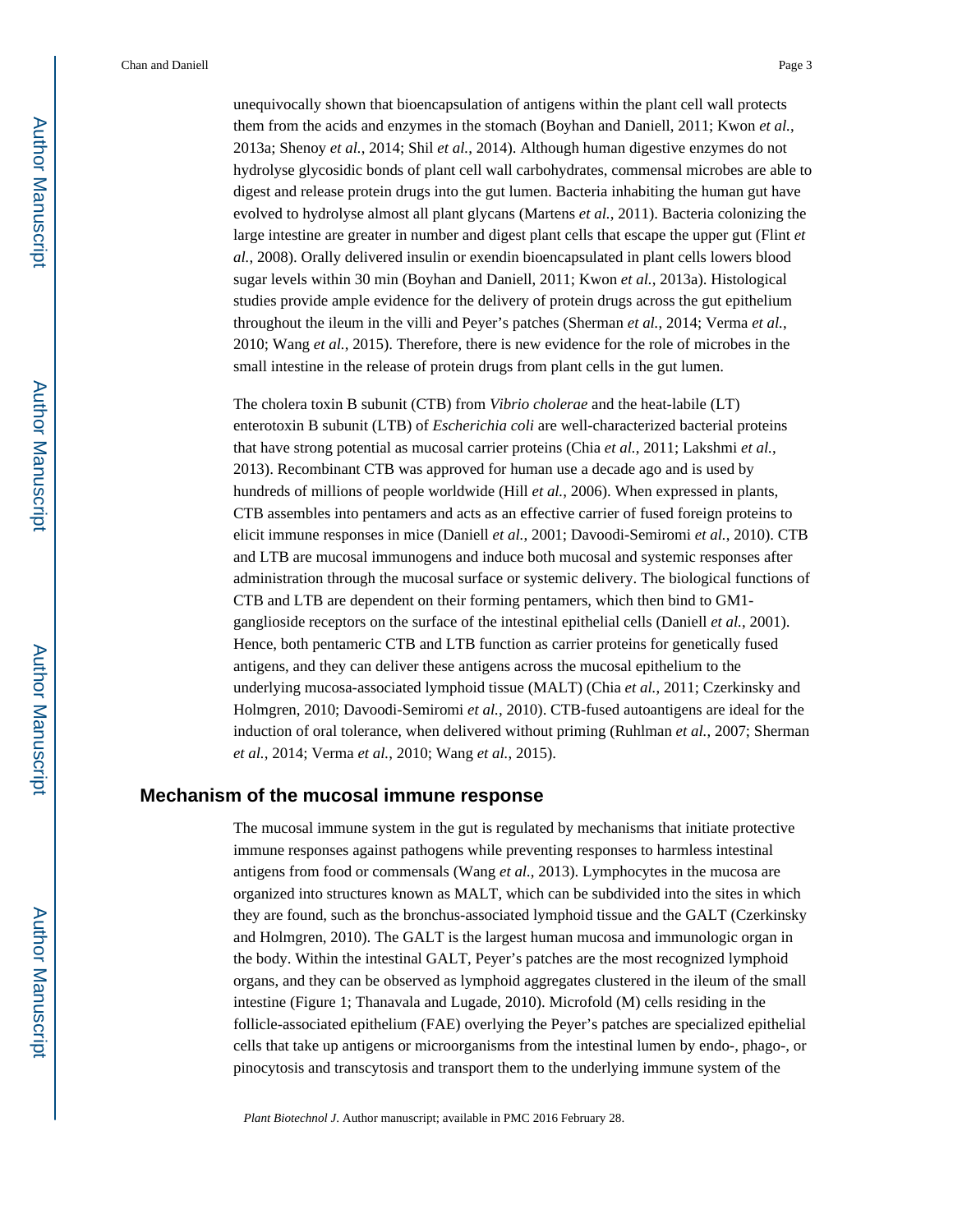unequivocally shown that bioencapsulation of antigens within the plant cell wall protects them from the acids and enzymes in the stomach (Boyhan and Daniell, 2011; Kwon *et al.*, 2013a; Shenoy *et al.*, 2014; Shil *et al.*, 2014). Although human digestive enzymes do not hydrolyse glycosidic bonds of plant cell wall carbohydrates, commensal microbes are able to digest and release protein drugs into the gut lumen. Bacteria inhabiting the human gut have evolved to hydrolyse almost all plant glycans (Martens *et al.*, 2011). Bacteria colonizing the large intestine are greater in number and digest plant cells that escape the upper gut (Flint *et al.*, 2008). Orally delivered insulin or exendin bioencapsulated in plant cells lowers blood sugar levels within 30 min (Boyhan and Daniell, 2011; Kwon *et al.*, 2013a). Histological studies provide ample evidence for the delivery of protein drugs across the gut epithelium throughout the ileum in the villi and Peyer's patches (Sherman *et al.*, 2014; Verma *et al.*, 2010; Wang *et al.*, 2015). Therefore, there is new evidence for the role of microbes in the small intestine in the release of protein drugs from plant cells in the gut lumen.

The cholera toxin B subunit (CTB) from *Vibrio cholerae* and the heat-labile (LT) enterotoxin B subunit (LTB) of *Escherichia coli* are well-characterized bacterial proteins that have strong potential as mucosal carrier proteins (Chia *et al.*, 2011; Lakshmi *et al.*, 2013). Recombinant CTB was approved for human use a decade ago and is used by hundreds of millions of people worldwide (Hill *et al.*, 2006). When expressed in plants, CTB assembles into pentamers and acts as an effective carrier of fused foreign proteins to elicit immune responses in mice (Daniell *et al.*, 2001; Davoodi-Semiromi *et al.*, 2010). CTB and LTB are mucosal immunogens and induce both mucosal and systemic responses after administration through the mucosal surface or systemic delivery. The biological functions of CTB and LTB are dependent on their forming pentamers, which then bind to GM1-ganglioside receptors on the surface of the intestinal epithelial cells (Daniell *et al.*, 2001). Hence, both pentameric CTB and LTB function as carrier proteins for genetically fused antigens, and they can deliver these antigens across the mucosal epithelium to the underlying mucosa-associated lymphoid tissue (MALT) (Chia *et al.*, 2011; Czerkinsky and Holmgren, 2010; Davoodi-Semiromi *et al.*, 2010). CTB-fused autoantigens are ideal for the induction of oral tolerance, when delivered without priming (Ruhlman *et al.*, 2007; Sherman *et al.*, 2014; Verma *et al.*, 2010; Wang *et al.*, 2015).

## Mechanism of the mucosal immune response

The mucosal immune system in the gut is regulated by mechanisms that initiate protective immune responses against pathogens while preventing responses to harmless intestinal antigens from food or commensals (Wang *et al.*, 2013). Lymphocytes in the mucosa are organized into structures known as MALT, which can be subdivided into the sites in which they are found, such as the bronchus-associated lymphoid tissue and the GALT (Czerkinsky and Holmgren, 2010). The GALT is the largest human mucosa and immunologic organ in the body. Within the intestinal GALT, Peyer's patches are the most recognized lymphoid organs, and they can be observed as lymphoid aggregates clustered in the ileum of the small intestine (Figure 1; Thanavala and Lugade, 2010). Microfold (M) cells residing in the follicle-associated epithelium (FAE) overlying the Peyer's patches are specialized epithelial cells that take up antigens or microorganisms from the intestinal lumen by endo-, phago-, or pinocytosis and transcytosis and transport them to the underlying immune system of the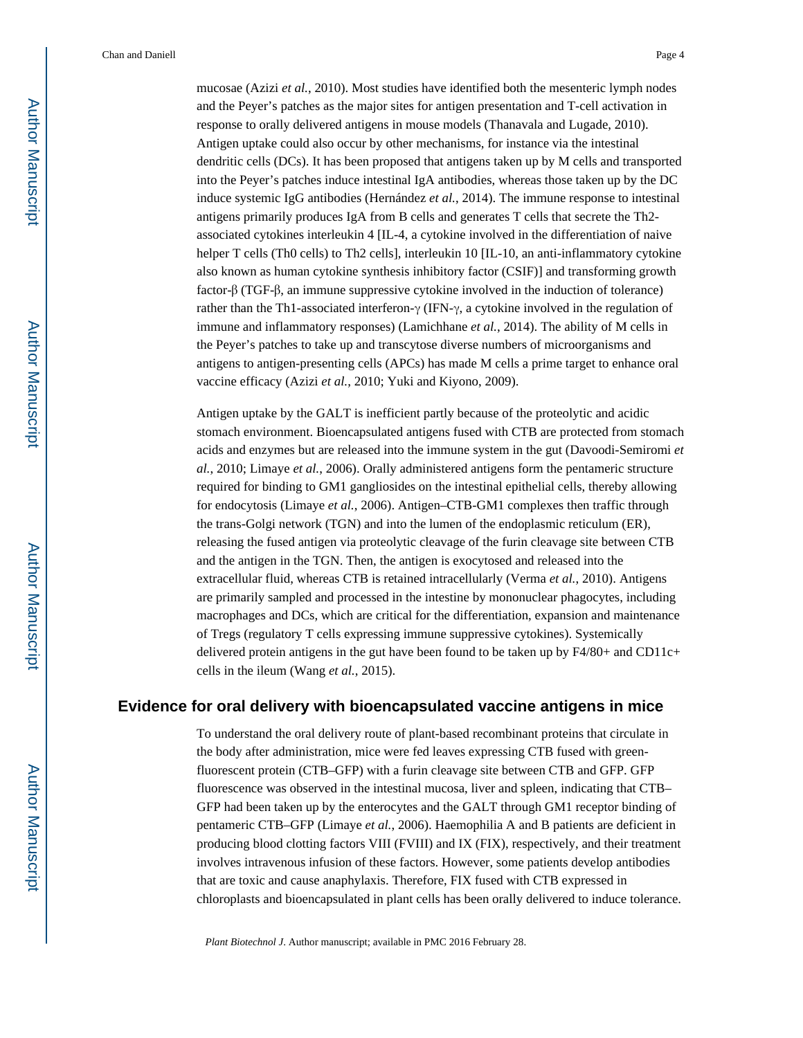mucosae (Azizi *et al.*, 2010). Most studies have identified both the mesenteric lymph nodes and the Peyer's patches as the major sites for antigen presentation and T-cell activation in response to orally delivered antigens in mouse models (Thanavala and Lugade, 2010). Antigen uptake could also occur by other mechanisms, for instance via the intestinal dendritic cells (DCs). It has been proposed that antigens taken up by M cells and transported into the Peyer's patches induce intestinal IgA antibodies, whereas those taken up by the DC induce systemic IgG antibodies (Hernández *et al.*, 2014). The immune response to intestinal antigens primarily produces IgA from B cells and generates T cells that secrete the Th2-associated cytokines interleukin 4 [IL-4, a cytokine involved in the differentiation of naive helper T cells (Th0 cells) to Th2 cells], interleukin 10 [IL-10, an anti-inflammatory cytokine also known as human cytokine synthesis inhibitory factor (CSIF)] and transforming growth factor-β (TGF-β, an immune suppressive cytokine involved in the induction of tolerance) rather than the Th1-associated interferon-γ (IFN-γ, a cytokine involved in the regulation of immune and inflammatory responses) (Lamichhane *et al.*, 2014). The ability of M cells in the Peyer's patches to take up and transcytose diverse numbers of microorganisms and antigens to antigen-presenting cells (APCs) has made M cells a prime target to enhance oral vaccine efficacy (Azizi *et al.*, 2010; Yuki and Kiyono, 2009).

Antigen uptake by the GALT is inefficient partly because of the proteolytic and acidic stomach environment. Bioencapsulated antigens fused with CTB are protected from stomach acids and enzymes but are released into the immune system in the gut (Davoodi-Semiromi *et al.*, 2010; Limaye *et al.*, 2006). Orally administered antigens form the pentameric structure required for binding to GM1 gangliosides on the intestinal epithelial cells, thereby allowing for endocytosis (Limaye *et al.*, 2006). Antigen–CTB-GM1 complexes then traffic through the trans-Golgi network (TGN) and into the lumen of the endoplasmic reticulum (ER), releasing the fused antigen via proteolytic cleavage of the furin cleavage site between CTB and the antigen in the TGN. Then, the antigen is exocytosed and released into the extracellular fluid, whereas CTB is retained intracellularly (Verma *et al.*, 2010). Antigens are primarily sampled and processed in the intestine by mononuclear phagocytes, including macrophages and DCs, which are critical for the differentiation, expansion and maintenance of Tregs (regulatory T cells expressing immune suppressive cytokines). Systemically delivered protein antigens in the gut have been found to be taken up by F4/80+ and CD11c+ cells in the ileum (Wang *et al.*, 2015).

## Evidence for oral delivery with bioencapsulated vaccine antigens in mice

To understand the oral delivery route of plant-based recombinant proteins that circulate in the body after administration, mice were fed leaves expressing CTB fused with green-fluorescent protein (CTB–GFP) with a furin cleavage site between CTB and GFP. GFP fluorescence was observed in the intestinal mucosa, liver and spleen, indicating that CTB–GFP had been taken up by the enterocytes and the GALT through GM1 receptor binding of pentameric CTB–GFP (Limaye *et al.*, 2006). Haemophilia A and B patients are deficient in producing blood clotting factors VIII (FVIII) and IX (FIX), respectively, and their treatment involves intravenous infusion of these factors. However, some patients develop antibodies that are toxic and cause anaphylaxis. Therefore, FIX fused with CTB expressed in chloroplasts and bioencapsulated in plant cells has been orally delivered to induce tolerance.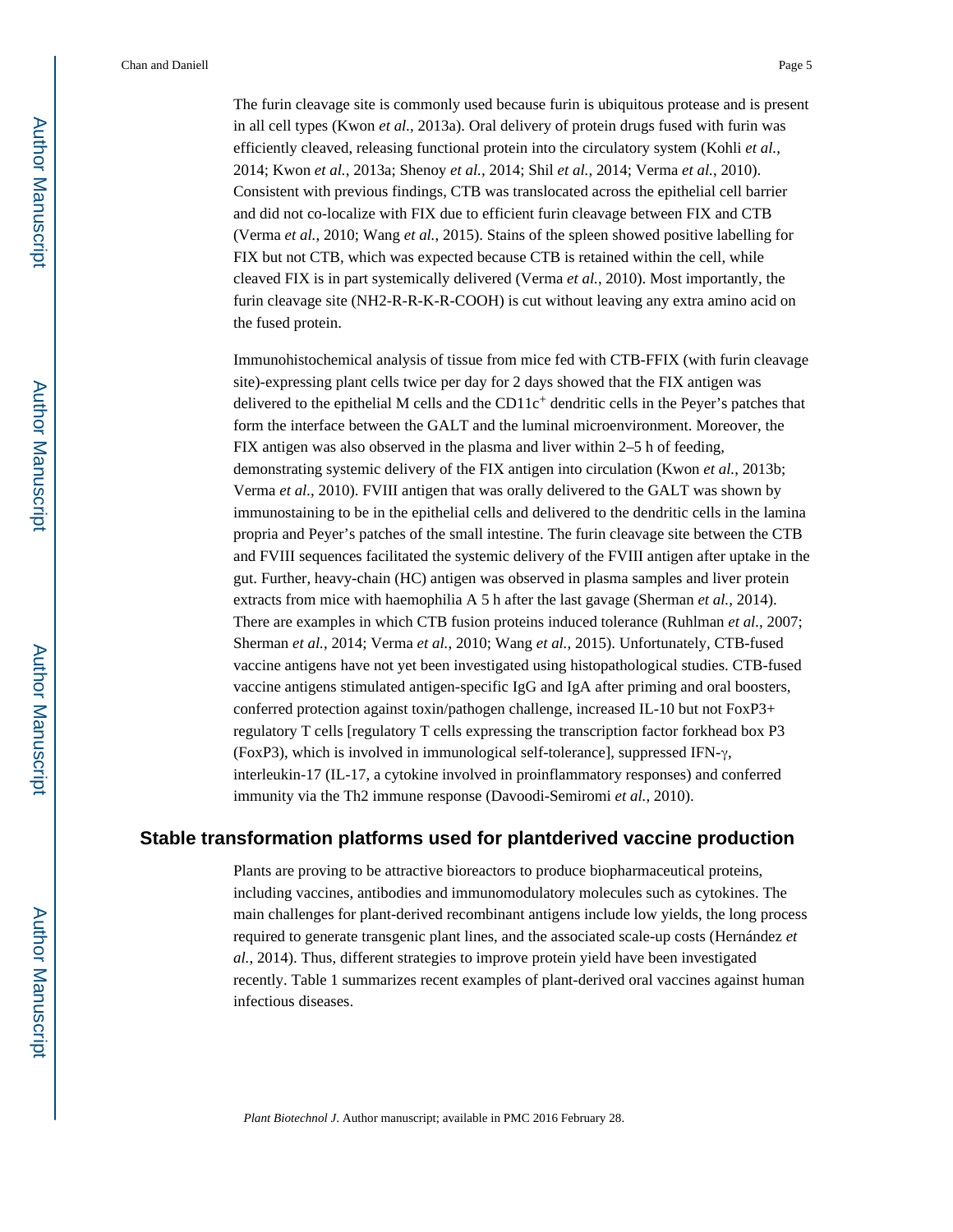The furin cleavage site is commonly used because furin is ubiquitous protease and is present in all cell types (Kwon *et al.*, 2013a). Oral delivery of protein drugs fused with furin was efficiently cleaved, releasing functional protein into the circulatory system (Kohli *et al.*, 2014; Kwon *et al.*, 2013a; Shenoy *et al.*, 2014; Shil *et al.*, 2014; Verma *et al.*, 2010). Consistent with previous findings, CTB was translocated across the epithelial cell barrier and did not co-localize with FIX due to efficient furin cleavage between FIX and CTB (Verma *et al.*, 2010; Wang *et al.*, 2015). Stains of the spleen showed positive labelling for FIX but not CTB, which was expected because CTB is retained within the cell, while cleaved FIX is in part systemically delivered (Verma *et al.*, 2010). Most importantly, the furin cleavage site (NH2-R-R-K-R-COOH) is cut without leaving any extra amino acid on the fused protein.

Immunohistochemical analysis of tissue from mice fed with CTB-FFIX (with furin cleavage site)-expressing plant cells twice per day for 2 days showed that the FIX antigen was delivered to the epithelial M cells and the $CD11c^+$ dendritic cells in the Peyer's patches that form the interface between the GALT and the luminal microenvironment. Moreover, the FIX antigen was also observed in the plasma and liver within 2–5 h of feeding, demonstrating systemic delivery of the FIX antigen into circulation (Kwon *et al.*, 2013b; Verma *et al.*, 2010). FVIII antigen that was orally delivered to the GALT was shown by immunostaining to be in the epithelial cells and delivered to the dendritic cells in the lamina propria and Peyer's patches of the small intestine. The furin cleavage site between the CTB and FVIII sequences facilitated the systemic delivery of the FVIII antigen after uptake in the gut. Further, heavy-chain (HC) antigen was observed in plasma samples and liver protein extracts from mice with haemophilia A 5 h after the last gavage (Sherman *et al.*, 2014). There are examples in which CTB fusion proteins induced tolerance (Ruhlman *et al.*, 2007; Sherman *et al.*, 2014; Verma *et al.*, 2010; Wang *et al.*, 2015). Unfortunately, CTB-fused vaccine antigens have not yet been investigated using histopathological studies. CTB-fused vaccine antigens stimulated antigen-specific IgG and IgA after priming and oral boosters, conferred protection against toxin/pathogen challenge, increased IL-10 but not FoxP3+ regulatory T cells [regulatory T cells expressing the transcription factor forkhead box P3 (FoxP3), which is involved in immunological self-tolerance], suppressed IFN-γ, interleukin-17 (IL-17, a cytokine involved in proinflammatory responses) and conferred immunity via the Th2 immune response (Davoodi-Semiromi *et al.*, 2010).

## Stable transformation platforms used for plantderived vaccine production

Plants are proving to be attractive bioreactors to produce biopharmaceutical proteins, including vaccines, antibodies and immunomodulatory molecules such as cytokines. The main challenges for plant-derived recombinant antigens include low yields, the long process required to generate transgenic plant lines, and the associated scale-up costs (Hernández *et al.*, 2014). Thus, different strategies to improve protein yield have been investigated recently. Table 1 summarizes recent examples of plant-derived oral vaccines against human infectious diseases.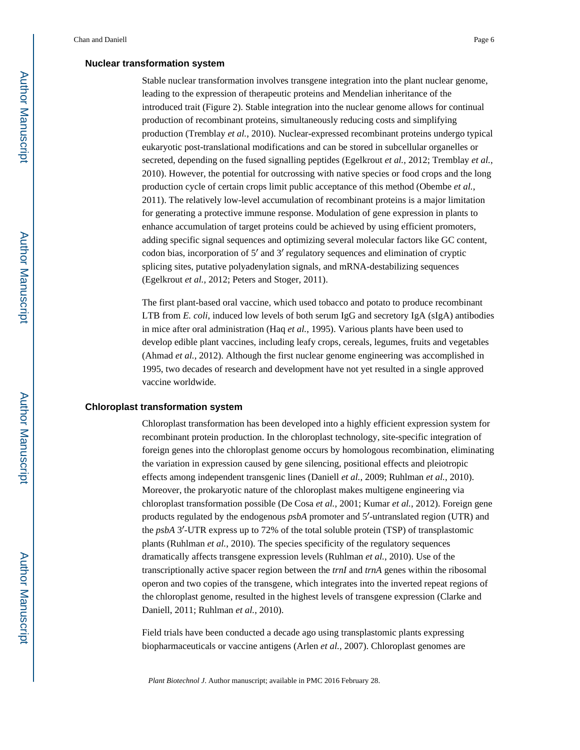### Nuclear transformation system

Stable nuclear transformation involves transgene integration into the plant nuclear genome, leading to the expression of therapeutic proteins and Mendelian inheritance of the introduced trait (Figure 2). Stable integration into the nuclear genome allows for continual production of recombinant proteins, simultaneously reducing costs and simplifying production (Tremblay *et al.*, 2010). Nuclear-expressed recombinant proteins undergo typical eukaryotic post-translational modifications and can be stored in subcellular organelles or secreted, depending on the fused signalling peptides (Egelkrout *et al.*, 2012; Tremblay *et al.*, 2010). However, the potential for outcrossing with native species or food crops and the long production cycle of certain crops limit public acceptance of this method (Obembe *et al.*, 2011). The relatively low-level accumulation of recombinant proteins is a major limitation for generating a protective immune response. Modulation of gene expression in plants to enhance accumulation of target proteins could be achieved by using efficient promoters, adding specific signal sequences and optimizing several molecular factors like GC content, codon bias, incorporation of 5′ and 3′ regulatory sequences and elimination of cryptic splicing sites, putative polyadenylation signals, and mRNA-destabilizing sequences (Egelkrout *et al.*, 2012; Peters and Stoger, 2011).

The first plant-based oral vaccine, which used tobacco and potato to produce recombinant LTB from *E. coli*, induced low levels of both serum IgG and secretory IgA (sIgA) antibodies in mice after oral administration (Haq *et al.*, 1995). Various plants have been used to develop edible plant vaccines, including leafy crops, cereals, legumes, fruits and vegetables (Ahmad *et al.*, 2012). Although the first nuclear genome engineering was accomplished in 1995, two decades of research and development have not yet resulted in a single approved vaccine worldwide.

### Chloroplast transformation system

Chloroplast transformation has been developed into a highly efficient expression system for recombinant protein production. In the chloroplast technology, site-specific integration of foreign genes into the chloroplast genome occurs by homologous recombination, eliminating the variation in expression caused by gene silencing, positional effects and pleiotropic effects among independent transgenic lines (Daniell *et al.*, 2009; Ruhlman *et al.*, 2010). Moreover, the prokaryotic nature of the chloroplast makes multigene engineering via chloroplast transformation possible (De Cosa *et al.*, 2001; Kumar *et al.*, 2012). Foreign gene products regulated by the endogenous *psbA* promoter and 5′-untranslated region (UTR) and the *psbA* 3′-UTR express up to 72% of the total soluble protein (TSP) of transplastomic plants (Ruhlman *et al.*, 2010). The species specificity of the regulatory sequences dramatically affects transgene expression levels (Ruhlman *et al.*, 2010). Use of the transcriptionally active spacer region between the *trnI* and *trnA* genes within the ribosomal operon and two copies of the transgene, which integrates into the inverted repeat regions of the chloroplast genome, resulted in the highest levels of transgene expression (Clarke and Daniell, 2011; Ruhlman *et al.*, 2010).

Field trials have been conducted a decade ago using transplastomic plants expressing biopharmaceuticals or vaccine antigens (Arlen *et al.*, 2007). Chloroplast genomes are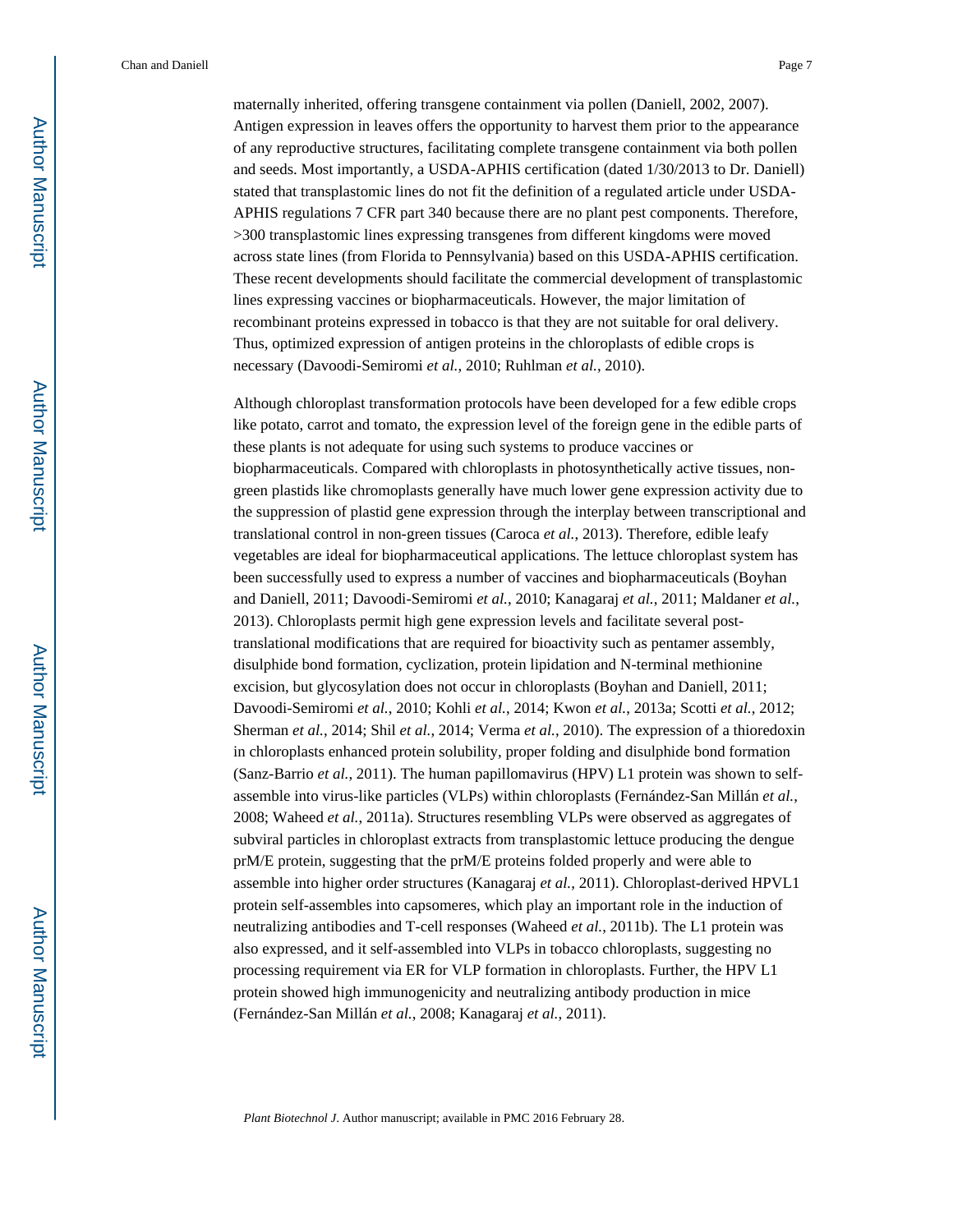maternally inherited, offering transgene containment via pollen (Daniell, 2002, 2007). Antigen expression in leaves offers the opportunity to harvest them prior to the appearance of any reproductive structures, facilitating complete transgene containment via both pollen and seeds. Most importantly, a USDA-APHIS certification (dated 1/30/2013 to Dr. Daniell) stated that transplastomic lines do not fit the definition of a regulated article under USDA-APHIS regulations 7 CFR part 340 because there are no plant pest components. Therefore, >300 transplastomic lines expressing transgenes from different kingdoms were moved across state lines (from Florida to Pennsylvania) based on this USDA-APHIS certification. These recent developments should facilitate the commercial development of transplastomic lines expressing vaccines or biopharmaceuticals. However, the major limitation of recombinant proteins expressed in tobacco is that they are not suitable for oral delivery. Thus, optimized expression of antigen proteins in the chloroplasts of edible crops is necessary (Davoodi-Semiromi *et al.*, 2010; Ruhlman *et al.*, 2010).

Although chloroplast transformation protocols have been developed for a few edible crops like potato, carrot and tomato, the expression level of the foreign gene in the edible parts of these plants is not adequate for using such systems to produce vaccines or biopharmaceuticals. Compared with chloroplasts in photosynthetically active tissues, non-green plastids like chromoplasts generally have much lower gene expression activity due to the suppression of plastid gene expression through the interplay between transcriptional and translational control in non-green tissues (Caroca *et al.*, 2013). Therefore, edible leafy vegetables are ideal for biopharmaceutical applications. The lettuce chloroplast system has been successfully used to express a number of vaccines and biopharmaceuticals (Boyhan and Daniell, 2011; Davoodi-Semiromi *et al.*, 2010; Kanagaraj *et al.*, 2011; Maldaner *et al.*, 2013). Chloroplasts permit high gene expression levels and facilitate several post-translational modifications that are required for bioactivity such as pentamer assembly, disulphide bond formation, cyclization, protein lipidation and N-terminal methionine excision, but glycosylation does not occur in chloroplasts (Boyhan and Daniell, 2011; Davoodi-Semiromi *et al.*, 2010; Kohli *et al.*, 2014; Kwon *et al.*, 2013a; Scotti *et al.*, 2012; Sherman *et al.*, 2014; Shil *et al.*, 2014; Verma *et al.*, 2010). The expression of a thioredoxin in chloroplasts enhanced protein solubility, proper folding and disulphide bond formation (Sanz-Barrio *et al.*, 2011). The human papillomavirus (HPV) L1 protein was shown to self-assemble into virus-like particles (VLPs) within chloroplasts (Fernández-San Millán *et al.*, 2008; Waheed *et al.*, 2011a). Structures resembling VLPs were observed as aggregates of subviral particles in chloroplast extracts from transplastomic lettuce producing the dengue prM/E protein, suggesting that the prM/E proteins folded properly and were able to assemble into higher order structures (Kanagaraj *et al.*, 2011). Chloroplast-derived HPVL1 protein self-assembles into capsomeres, which play an important role in the induction of neutralizing antibodies and T-cell responses (Waheed *et al.*, 2011b). The L1 protein was also expressed, and it self-assembled into VLPs in tobacco chloroplasts, suggesting no processing requirement via ER for VLP formation in chloroplasts. Further, the HPV L1 protein showed high immunogenicity and neutralizing antibody production in mice (Fernández-San Millán *et al.*, 2008; Kanagaraj *et al.*, 2011).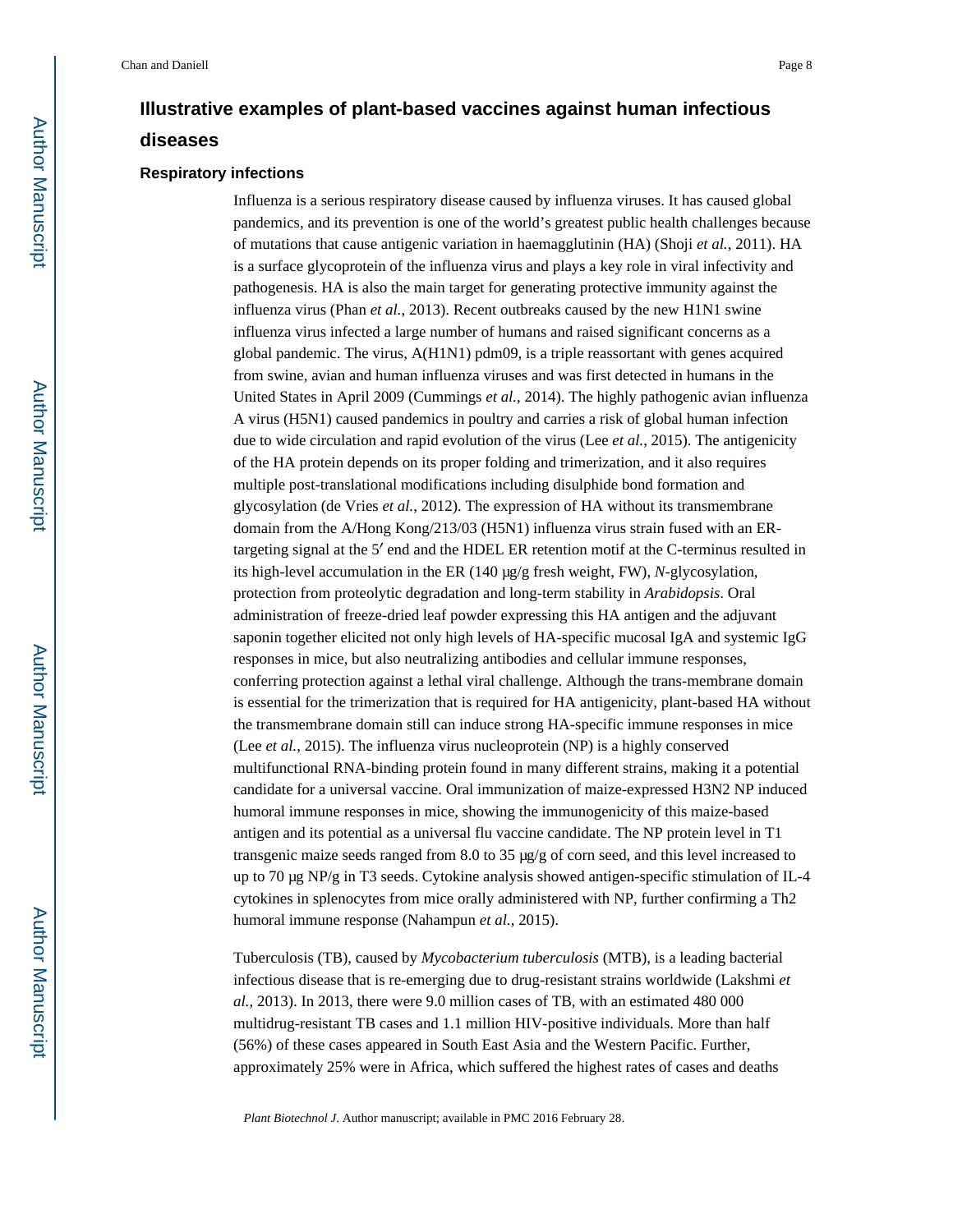## Illustrative examples of plant-based vaccines against human infectious diseases

### Respiratory infections

Influenza is a serious respiratory disease caused by influenza viruses. It has caused global pandemics, and its prevention is one of the world's greatest public health challenges because of mutations that cause antigenic variation in haemagglutinin (HA) (Shoji *et al.*, 2011). HA is a surface glycoprotein of the influenza virus and plays a key role in viral infectivity and pathogenesis. HA is also the main target for generating protective immunity against the influenza virus (Phan *et al.*, 2013). Recent outbreaks caused by the new H1N1 swine influenza virus infected a large number of humans and raised significant concerns as a global pandemic. The virus, A(H1N1) pdm09, is a triple reassortant with genes acquired from swine, avian and human influenza viruses and was first detected in humans in the United States in April 2009 (Cummings *et al.*, 2014). The highly pathogenic avian influenza A virus (H5N1) caused pandemics in poultry and carries a risk of global human infection due to wide circulation and rapid evolution of the virus (Lee *et al.*, 2015). The antigenicity of the HA protein depends on its proper folding and trimerization, and it also requires multiple post-translational modifications including disulphide bond formation and glycosylation (de Vries *et al.*, 2012). The expression of HA without its transmembrane domain from the A/Hong Kong/213/03 (H5N1) influenza virus strain fused with an ER-targeting signal at the 5′ end and the HDEL ER retention motif at the C-terminus resulted in its high-level accumulation in the ER (140 μg/g fresh weight, FW), *N*-glycosylation, protection from proteolytic degradation and long-term stability in *Arabidopsis*. Oral administration of freeze-dried leaf powder expressing this HA antigen and the adjuvant saponin together elicited not only high levels of HA-specific mucosal IgA and systemic IgG responses in mice, but also neutralizing antibodies and cellular immune responses, conferring protection against a lethal viral challenge. Although the trans-membrane domain is essential for the trimerization that is required for HA antigenicity, plant-based HA without the transmembrane domain still can induce strong HA-specific immune responses in mice (Lee *et al.*, 2015). The influenza virus nucleoprotein (NP) is a highly conserved multifunctional RNA-binding protein found in many different strains, making it a potential candidate for a universal vaccine. Oral immunization of maize-expressed H3N2 NP induced humoral immune responses in mice, showing the immunogenicity of this maize-based antigen and its potential as a universal flu vaccine candidate. The NP protein level in T1 transgenic maize seeds ranged from 8.0 to 35 μg/g of corn seed, and this level increased to up to 70 μg NP/g in T3 seeds. Cytokine analysis showed antigen-specific stimulation of IL-4 cytokines in splenocytes from mice orally administered with NP, further confirming a Th2 humoral immune response (Nahampun *et al.*, 2015).

Tuberculosis (TB), caused by *Mycobacterium tuberculosis* (MTB), is a leading bacterial infectious disease that is re-emerging due to drug-resistant strains worldwide (Lakshmi *et al.*, 2013). In 2013, there were 9.0 million cases of TB, with an estimated 480 000 multidrug-resistant TB cases and 1.1 million HIV-positive individuals. More than half (56%) of these cases appeared in South East Asia and the Western Pacific. Further, approximately 25% were in Africa, which suffered the highest rates of cases and deaths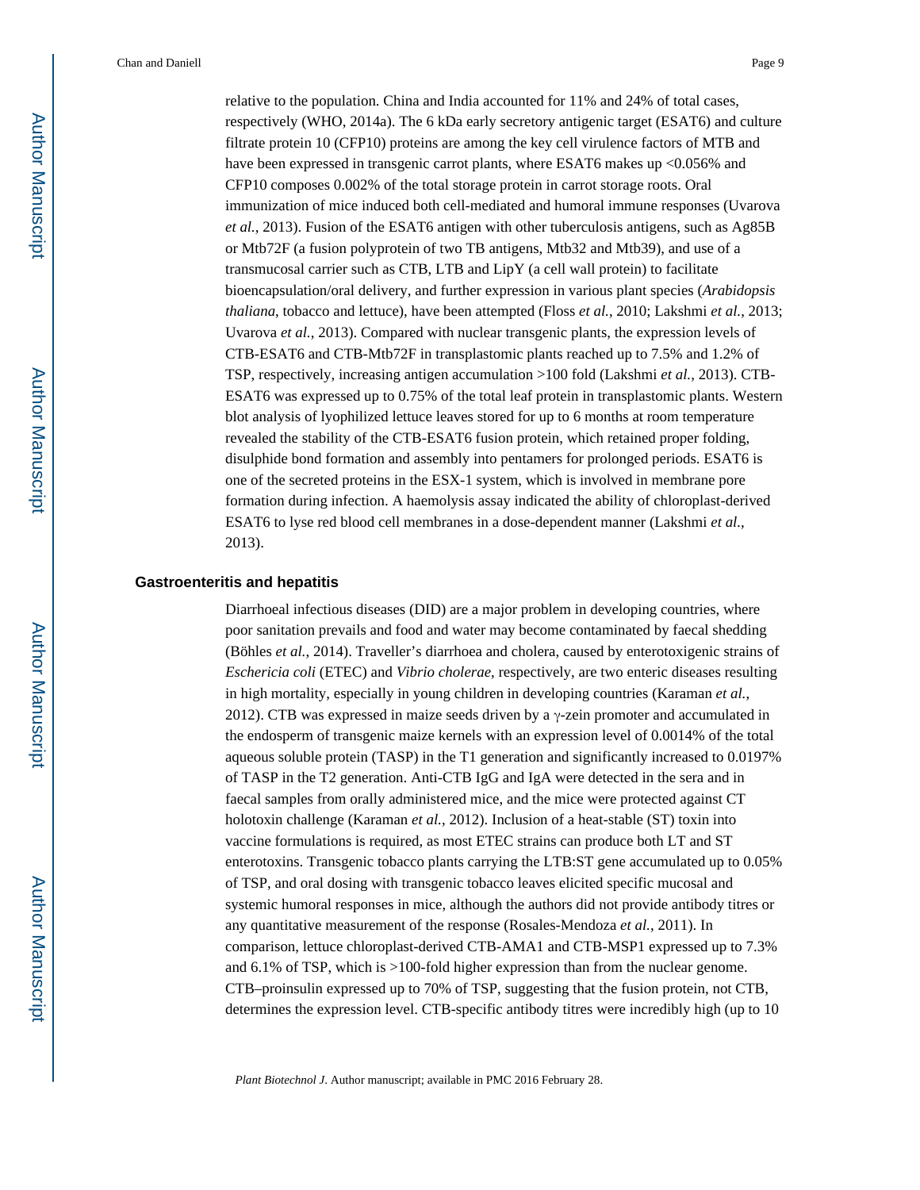relative to the population. China and India accounted for 11% and 24% of total cases, respectively (WHO, 2014a). The 6 kDa early secretory antigenic target (ESAT6) and culture filtrate protein 10 (CFP10) proteins are among the key cell virulence factors of MTB and have been expressed in transgenic carrot plants, where ESAT6 makes up <0.056% and CFP10 composes 0.002% of the total storage protein in carrot storage roots. Oral immunization of mice induced both cell-mediated and humoral immune responses (Uvarova *et al.*, 2013). Fusion of the ESAT6 antigen with other tuberculosis antigens, such as Ag85B or Mtb72F (a fusion polyprotein of two TB antigens, Mtb32 and Mtb39), and use of a transmucosal carrier such as CTB, LTB and LipY (a cell wall protein) to facilitate bioencapsulation/oral delivery, and further expression in various plant species (*Arabidopsis thaliana*, tobacco and lettuce), have been attempted (Floss *et al.*, 2010; Lakshmi *et al.*, 2013; Uvarova *et al.*, 2013). Compared with nuclear transgenic plants, the expression levels of CTB-ESAT6 and CTB-Mtb72F in transplastomic plants reached up to 7.5% and 1.2% of TSP, respectively, increasing antigen accumulation >100 fold (Lakshmi *et al.*, 2013). CTB-ESAT6 was expressed up to 0.75% of the total leaf protein in transplastomic plants. Western blot analysis of lyophilized lettuce leaves stored for up to 6 months at room temperature revealed the stability of the CTB-ESAT6 fusion protein, which retained proper folding, disulphide bond formation and assembly into pentamers for prolonged periods. ESAT6 is one of the secreted proteins in the ESX-1 system, which is involved in membrane pore formation during infection. A haemolysis assay indicated the ability of chloroplast-derived ESAT6 to lyse red blood cell membranes in a dose-dependent manner (Lakshmi *et al.*, 2013).

## Gastroenteritis and hepatitis

Diarrhoeal infectious diseases (DID) are a major problem in developing countries, where poor sanitation prevails and food and water may become contaminated by faecal shedding (Böhles *et al.*, 2014). Traveller's diarrhoea and cholera, caused by enterotoxigenic strains of *Eschericia coli* (ETEC) and *Vibrio cholerae*, respectively, are two enteric diseases resulting in high mortality, especially in young children in developing countries (Karaman *et al.*, 2012). CTB was expressed in maize seeds driven by a γ-zein promoter and accumulated in the endosperm of transgenic maize kernels with an expression level of 0.0014% of the total aqueous soluble protein (TASP) in the T1 generation and significantly increased to 0.0197% of TASP in the T2 generation. Anti-CTB IgG and IgA were detected in the sera and in faecal samples from orally administered mice, and the mice were protected against CT holotoxin challenge (Karaman *et al.*, 2012). Inclusion of a heat-stable (ST) toxin into vaccine formulations is required, as most ETEC strains can produce both LT and ST enterotoxins. Transgenic tobacco plants carrying the LTB:ST gene accumulated up to 0.05% of TSP, and oral dosing with transgenic tobacco leaves elicited specific mucosal and systemic humoral responses in mice, although the authors did not provide antibody titres or any quantitative measurement of the response (Rosales-Mendoza *et al.*, 2011). In comparison, lettuce chloroplast-derived CTB-AMA1 and CTB-MSP1 expressed up to 7.3% and 6.1% of TSP, which is >100-fold higher expression than from the nuclear genome. CTB–proinsulin expressed up to 70% of TSP, suggesting that the fusion protein, not CTB, determines the expression level. CTB-specific antibody titres were incredibly high (up to 10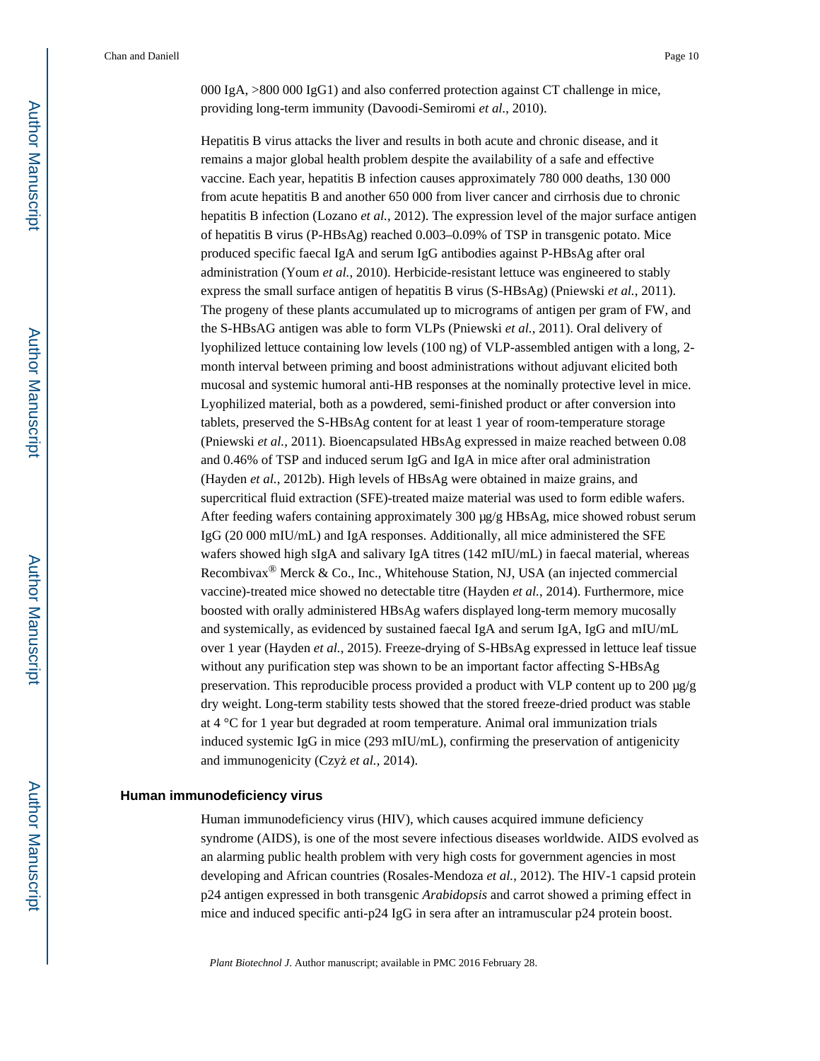000 IgA, >800 000 IgG1) and also conferred protection against CT challenge in mice, providing long-term immunity (Davoodi-Semiromi *et al.*, 2010).

Hepatitis B virus attacks the liver and results in both acute and chronic disease, and it remains a major global health problem despite the availability of a safe and effective vaccine. Each year, hepatitis B infection causes approximately 780 000 deaths, 130 000 from acute hepatitis B and another 650 000 from liver cancer and cirrhosis due to chronic hepatitis B infection (Lozano *et al.*, 2012). The expression level of the major surface antigen of hepatitis B virus (P-HBsAg) reached 0.003–0.09% of TSP in transgenic potato. Mice produced specific faecal IgA and serum IgG antibodies against P-HBsAg after oral administration (Youm *et al.*, 2010). Herbicide-resistant lettuce was engineered to stably express the small surface antigen of hepatitis B virus (S-HBsAg) (Pniewski *et al.*, 2011). The progeny of these plants accumulated up to micrograms of antigen per gram of FW, and the S-HBsAG antigen was able to form VLPs (Pniewski *et al.*, 2011). Oral delivery of lyophilized lettuce containing low levels (100 ng) of VLP-assembled antigen with a long, 2-month interval between priming and boost administrations without adjuvant elicited both mucosal and systemic humoral anti-HB responses at the nominally protective level in mice. Lyophilized material, both as a powdered, semi-finished product or after conversion into tablets, preserved the S-HBsAg content for at least 1 year of room-temperature storage (Pniewski *et al.*, 2011). Bioencapsulated HBsAg expressed in maize reached between 0.08 and 0.46% of TSP and induced serum IgG and IgA in mice after oral administration (Hayden *et al.*, 2012b). High levels of HBsAg were obtained in maize grains, and supercritical fluid extraction (SFE)-treated maize material was used to form edible wafers. After feeding wafers containing approximately 300 μg/g HBsAg, mice showed robust serum IgG (20 000 mIU/mL) and IgA responses. Additionally, all mice administered the SFE wafers showed high sIgA and salivary IgA titres (142 mIU/mL) in faecal material, whereas Recombivax® Merck & Co., Inc., Whitehouse Station, NJ, USA (an injected commercial vaccine)-treated mice showed no detectable titre (Hayden *et al.*, 2014). Furthermore, mice boosted with orally administered HBsAg wafers displayed long-term memory mucosally and systemically, as evidenced by sustained faecal IgA and serum IgA, IgG and mIU/mL over 1 year (Hayden *et al.*, 2015). Freeze-drying of S-HBsAg expressed in lettuce leaf tissue without any purification step was shown to be an important factor affecting S-HBsAg preservation. This reproducible process provided a product with VLP content up to 200 μg/g dry weight. Long-term stability tests showed that the stored freeze-dried product was stable at 4 °C for 1 year but degraded at room temperature. Animal oral immunization trials induced systemic IgG in mice (293 mIU/mL), confirming the preservation of antigenicity and immunogenicity (Czyż *et al.*, 2014).

### Human immunodeficiency virus

Human immunodeficiency virus (HIV), which causes acquired immune deficiency syndrome (AIDS), is one of the most severe infectious diseases worldwide. AIDS evolved as an alarming public health problem with very high costs for government agencies in most developing and African countries (Rosales-Mendoza *et al.*, 2012). The HIV-1 capsid protein p24 antigen expressed in both transgenic *Arabidopsis* and carrot showed a priming effect in mice and induced specific anti-p24 IgG in sera after an intramuscular p24 protein boost.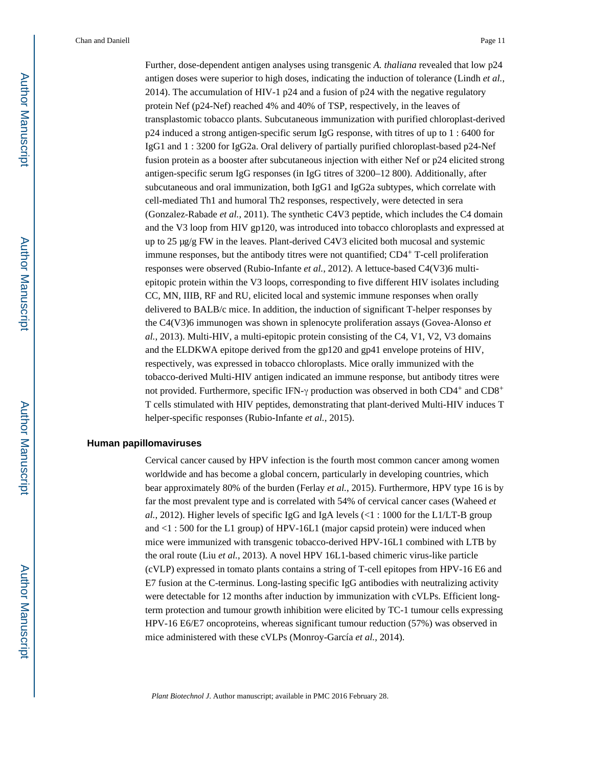Further, dose-dependent antigen analyses using transgenic *A. thaliana* revealed that low p24 antigen doses were superior to high doses, indicating the induction of tolerance (Lindh *et al.*, 2014). The accumulation of HIV-1 p24 and a fusion of p24 with the negative regulatory protein Nef (p24-Nef) reached 4% and 40% of TSP, respectively, in the leaves of transplastomic tobacco plants. Subcutaneous immunization with purified chloroplast-derived p24 induced a strong antigen-specific serum IgG response, with titres of up to 1 : 6400 for IgG1 and 1 : 3200 for IgG2a. Oral delivery of partially purified chloroplast-based p24-Nef fusion protein as a booster after subcutaneous injection with either Nef or p24 elicited strong antigen-specific serum IgG responses (in IgG titres of 3200–12 800). Additionally, after subcutaneous and oral immunization, both IgG1 and IgG2a subtypes, which correlate with cell-mediated Th1 and humoral Th2 responses, respectively, were detected in sera (Gonzalez-Rabade *et al.*, 2011). The synthetic C4V3 peptide, which includes the C4 domain and the V3 loop from HIV gp120, was introduced into tobacco chloroplasts and expressed at up to 25 μg/g FW in the leaves. Plant-derived C4V3 elicited both mucosal and systemic immune responses, but the antibody titres were not quantified; $CD4^+$ T-cell proliferation responses were observed (Rubio-Infante *et al.*, 2012). A lettuce-based C4(V3)6 multi-epitopic protein within the V3 loops, corresponding to five different HIV isolates including CC, MN, IIIB, RF and RU, elicited local and systemic immune responses when orally delivered to BALB/c mice. In addition, the induction of significant T-helper responses by the C4(V3)6 immunogen was shown in splenocyte proliferation assays (Govea-Alonso *et al.*, 2013). Multi-HIV, a multi-epitopic protein consisting of the C4, V1, V2, V3 domains and the ELDKWA epitope derived from the gp120 and gp41 envelope proteins of HIV, respectively, was expressed in tobacco chloroplasts. Mice orally immunized with the tobacco-derived Multi-HIV antigen indicated an immune response, but antibody titres were not provided. Furthermore, specific IFN-γ production was observed in both $CD4^+$ and $CD8^+$ T cells stimulated with HIV peptides, demonstrating that plant-derived Multi-HIV induces T helper-specific responses (Rubio-Infante *et al.*, 2015).

## Human papillomaviruses

Cervical cancer caused by HPV infection is the fourth most common cancer among women worldwide and has become a global concern, particularly in developing countries, which bear approximately 80% of the burden (Ferlay *et al.*, 2015). Furthermore, HPV type 16 is by far the most prevalent type and is correlated with 54% of cervical cancer cases (Waheed *et al.*, 2012). Higher levels of specific IgG and IgA levels (<1 : 1000 for the L1/LT-B group and <1 : 500 for the L1 group) of HPV-16L1 (major capsid protein) were induced when mice were immunized with transgenic tobacco-derived HPV-16L1 combined with LTB by the oral route (Liu *et al.*, 2013). A novel HPV 16L1-based chimeric virus-like particle (cVLP) expressed in tomato plants contains a string of T-cell epitopes from HPV-16 E6 and E7 fusion at the C-terminus. Long-lasting specific IgG antibodies with neutralizing activity were detectable for 12 months after induction by immunization with cVLPs. Efficient long-term protection and tumour growth inhibition were elicited by TC-1 tumour cells expressing HPV-16 E6/E7 oncoproteins, whereas significant tumour reduction (57%) was observed in mice administered with these cVLPs (Monroy-García *et al.*, 2014).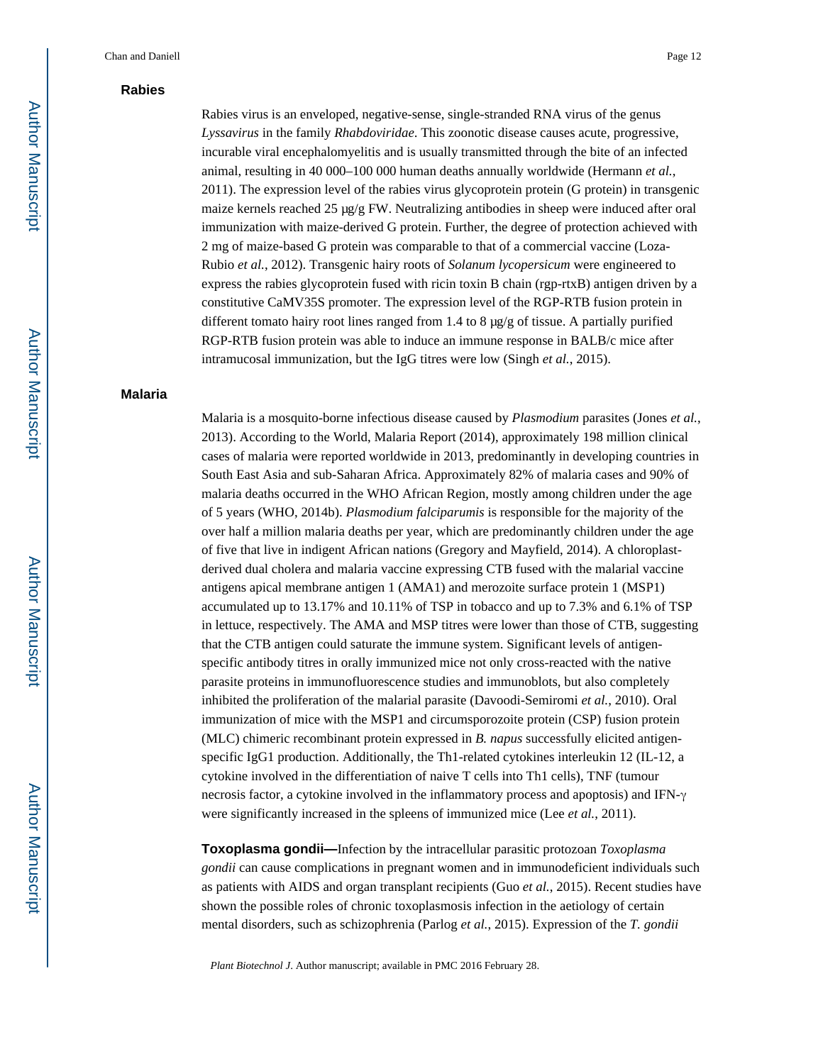### Rabies

Rabies virus is an enveloped, negative-sense, single-stranded RNA virus of the genus *Lyssavirus* in the family *Rhabdoviridae*. This zoonotic disease causes acute, progressive, incurable viral encephalomyelitis and is usually transmitted through the bite of an infected animal, resulting in 40 000–100 000 human deaths annually worldwide (Hermann *et al.*, 2011). The expression level of the rabies virus glycoprotein protein (G protein) in transgenic maize kernels reached 25 μg/g FW. Neutralizing antibodies in sheep were induced after oral immunization with maize-derived G protein. Further, the degree of protection achieved with 2 mg of maize-based G protein was comparable to that of a commercial vaccine (Loza-Rubio *et al.*, 2012). Transgenic hairy roots of *Solanum lycopersicum* were engineered to express the rabies glycoprotein fused with ricin toxin B chain (rgp-rtxB) antigen driven by a constitutive CaMV35S promoter. The expression level of the RGP-RTB fusion protein in different tomato hairy root lines ranged from 1.4 to 8 μg/g of tissue. A partially purified RGP-RTB fusion protein was able to induce an immune response in BALB/c mice after intramucosal immunization, but the IgG titres were low (Singh *et al.*, 2015).

### Malaria

Malaria is a mosquito-borne infectious disease caused by *Plasmodium* parasites (Jones *et al.*, 2013). According to the World, Malaria Report (2014), approximately 198 million clinical cases of malaria were reported worldwide in 2013, predominantly in developing countries in South East Asia and sub-Saharan Africa. Approximately 82% of malaria cases and 90% of malaria deaths occurred in the WHO African Region, mostly among children under the age of 5 years (WHO, 2014b). *Plasmodium falciparumis* is responsible for the majority of the over half a million malaria deaths per year, which are predominantly children under the age of five that live in indigent African nations (Gregory and Mayfield, 2014). A chloroplast-derived dual cholera and malaria vaccine expressing CTB fused with the malarial vaccine antigens apical membrane antigen 1 (AMA1) and merozoite surface protein 1 (MSP1) accumulated up to 13.17% and 10.11% of TSP in tobacco and up to 7.3% and 6.1% of TSP in lettuce, respectively. The AMA and MSP titres were lower than those of CTB, suggesting that the CTB antigen could saturate the immune system. Significant levels of antigen-specific antibody titres in orally immunized mice not only cross-reacted with the native parasite proteins in immunofluorescence studies and immunoblots, but also completely inhibited the proliferation of the malarial parasite (Davoodi-Semiromi *et al.*, 2010). Oral immunization of mice with the MSP1 and circumsporozoite protein (CSP) fusion protein (MLC) chimeric recombinant protein expressed in *B. napus* successfully elicited antigen-specific IgG1 production. Additionally, the Th1-related cytokines interleukin 12 (IL-12, a cytokine involved in the differentiation of naive T cells into Th1 cells), TNF (tumour necrosis factor, a cytokine involved in the inflammatory process and apoptosis) and IFN-γ were significantly increased in the spleens of immunized mice (Lee *et al.*, 2011).

**Toxoplasma gondii—**Infection by the intracellular parasitic protozoan *Toxoplasma gondii* can cause complications in pregnant women and in immunodeficient individuals such as patients with AIDS and organ transplant recipients (Guo *et al.*, 2015). Recent studies have shown the possible roles of chronic toxoplasmosis infection in the aetiology of certain mental disorders, such as schizophrenia (Parlog *et al.*, 2015). Expression of the *T. gondii*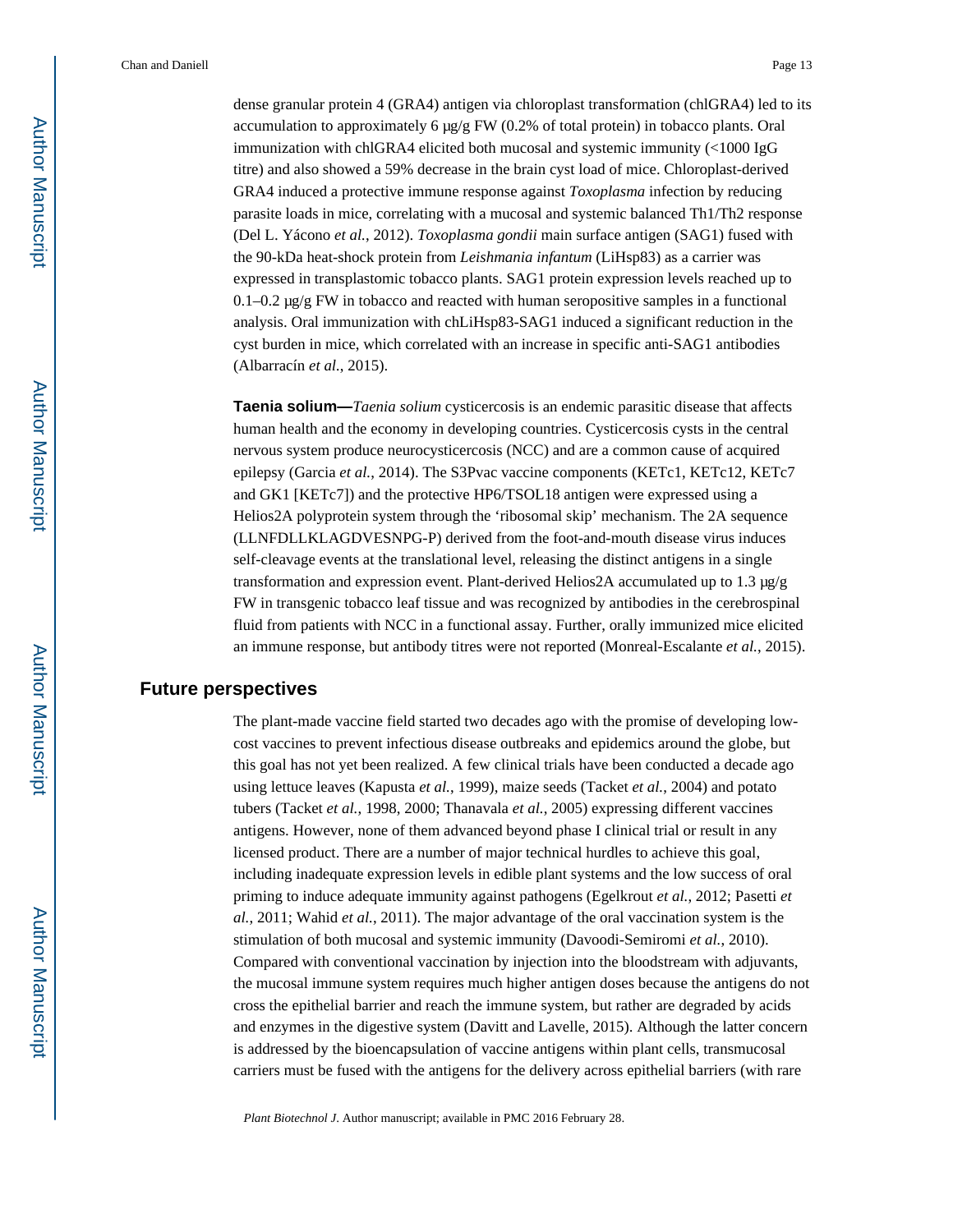dense granular protein 4 (GRA4) antigen via chloroplast transformation (chlGRA4) led to its accumulation to approximately 6 μg/g FW (0.2% of total protein) in tobacco plants. Oral immunization with chlGRA4 elicited both mucosal and systemic immunity (<1000 IgG titre) and also showed a 59% decrease in the brain cyst load of mice. Chloroplast-derived GRA4 induced a protective immune response against *Toxoplasma* infection by reducing parasite loads in mice, correlating with a mucosal and systemic balanced Th1/Th2 response (Del L. Yácono *et al.*, 2012). *Toxoplasma gondii* main surface antigen (SAG1) fused with the 90-kDa heat-shock protein from *Leishmania infantum* (LiHsp83) as a carrier was expressed in transplastomic tobacco plants. SAG1 protein expression levels reached up to 0.1–0.2 μg/g FW in tobacco and reacted with human seropositive samples in a functional analysis. Oral immunization with chLiHsp83-SAG1 induced a significant reduction in the cyst burden in mice, which correlated with an increase in specific anti-SAG1 antibodies (Albarracín *et al.*, 2015).

**Taenia solium—***Taenia solium* cysticercosis is an endemic parasitic disease that affects human health and the economy in developing countries. Cysticercosis cysts in the central nervous system produce neurocysticercosis (NCC) and are a common cause of acquired epilepsy (Garcia *et al.*, 2014). The S3Pvac vaccine components (KETc1, KETc12, KETc7 and GK1 [KETc7]) and the protective HP6/TSOL18 antigen were expressed using a Helios2A polyprotein system through the 'ribosomal skip' mechanism. The 2A sequence (LLNFDLLKLAGDVESNPG-P) derived from the foot-and-mouth disease virus induces self-cleavage events at the translational level, releasing the distinct antigens in a single transformation and expression event. Plant-derived Helios2A accumulated up to 1.3 μg/g FW in transgenic tobacco leaf tissue and was recognized by antibodies in the cerebrospinal fluid from patients with NCC in a functional assay. Further, orally immunized mice elicited an immune response, but antibody titres were not reported (Monreal-Escalante *et al.*, 2015).

## Future perspectives

The plant-made vaccine field started two decades ago with the promise of developing low-cost vaccines to prevent infectious disease outbreaks and epidemics around the globe, but this goal has not yet been realized. A few clinical trials have been conducted a decade ago using lettuce leaves (Kapusta *et al.*, 1999), maize seeds (Tacket *et al.*, 2004) and potato tubers (Tacket *et al.*, 1998, 2000; Thanavala *et al.*, 2005) expressing different vaccines antigens. However, none of them advanced beyond phase I clinical trial or result in any licensed product. There are a number of major technical hurdles to achieve this goal, including inadequate expression levels in edible plant systems and the low success of oral priming to induce adequate immunity against pathogens (Egelkrout *et al.*, 2012; Pasetti *et al.*, 2011; Wahid *et al.*, 2011). The major advantage of the oral vaccination system is the stimulation of both mucosal and systemic immunity (Davoodi-Semiromi *et al.*, 2010). Compared with conventional vaccination by injection into the bloodstream with adjuvants, the mucosal immune system requires much higher antigen doses because the antigens do not cross the epithelial barrier and reach the immune system, but rather are degraded by acids and enzymes in the digestive system (Davitt and Lavelle, 2015). Although the latter concern is addressed by the bioencapsulation of vaccine antigens within plant cells, transmucosal carriers must be fused with the antigens for the delivery across epithelial barriers (with rare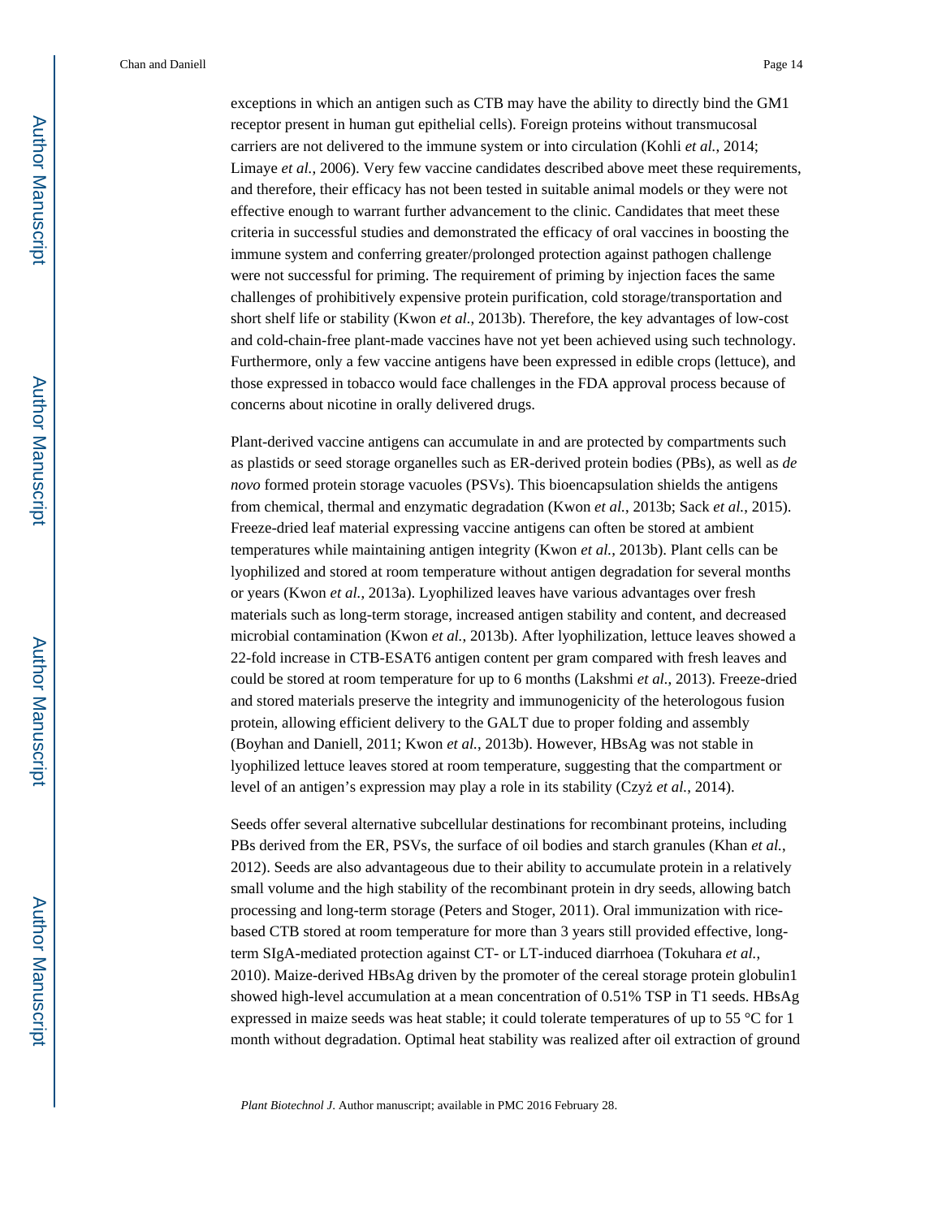exceptions in which an antigen such as CTB may have the ability to directly bind the GM1 receptor present in human gut epithelial cells). Foreign proteins without transmucosal carriers are not delivered to the immune system or into circulation (Kohli *et al.*, 2014; Limaye *et al.*, 2006). Very few vaccine candidates described above meet these requirements, and therefore, their efficacy has not been tested in suitable animal models or they were not effective enough to warrant further advancement to the clinic. Candidates that meet these criteria in successful studies and demonstrated the efficacy of oral vaccines in boosting the immune system and conferring greater/prolonged protection against pathogen challenge were not successful for priming. The requirement of priming by injection faces the same challenges of prohibitively expensive protein purification, cold storage/transportation and short shelf life or stability (Kwon *et al.*, 2013b). Therefore, the key advantages of low-cost and cold-chain-free plant-made vaccines have not yet been achieved using such technology. Furthermore, only a few vaccine antigens have been expressed in edible crops (lettuce), and those expressed in tobacco would face challenges in the FDA approval process because of concerns about nicotine in orally delivered drugs.

Plant-derived vaccine antigens can accumulate in and are protected by compartments such as plastids or seed storage organelles such as ER-derived protein bodies (PBs), as well as *de novo* formed protein storage vacuoles (PSVs). This bioencapsulation shields the antigens from chemical, thermal and enzymatic degradation (Kwon *et al.*, 2013b; Sack *et al.*, 2015). Freeze-dried leaf material expressing vaccine antigens can often be stored at ambient temperatures while maintaining antigen integrity (Kwon *et al.*, 2013b). Plant cells can be lyophilized and stored at room temperature without antigen degradation for several months or years (Kwon *et al.*, 2013a). Lyophilized leaves have various advantages over fresh materials such as long-term storage, increased antigen stability and content, and decreased microbial contamination (Kwon *et al.*, 2013b). After lyophilization, lettuce leaves showed a 22-fold increase in CTB-ESAT6 antigen content per gram compared with fresh leaves and could be stored at room temperature for up to 6 months (Lakshmi *et al.*, 2013). Freeze-dried and stored materials preserve the integrity and immunogenicity of the heterologous fusion protein, allowing efficient delivery to the GALT due to proper folding and assembly (Boyhan and Daniell, 2011; Kwon *et al.*, 2013b). However, HBsAg was not stable in lyophilized lettuce leaves stored at room temperature, suggesting that the compartment or level of an antigen's expression may play a role in its stability (Czyż *et al.*, 2014).

Seeds offer several alternative subcellular destinations for recombinant proteins, including PBs derived from the ER, PSVs, the surface of oil bodies and starch granules (Khan *et al.*, 2012). Seeds are also advantageous due to their ability to accumulate protein in a relatively small volume and the high stability of the recombinant protein in dry seeds, allowing batch processing and long-term storage (Peters and Stoger, 2011). Oral immunization with rice-based CTB stored at room temperature for more than 3 years still provided effective, long-term SIgA-mediated protection against CT- or LT-induced diarrhoea (Tokuhara *et al.*, 2010). Maize-derived HBsAg driven by the promoter of the cereal storage protein globulin1 showed high-level accumulation at a mean concentration of 0.51% TSP in T1 seeds. HBsAg expressed in maize seeds was heat stable; it could tolerate temperatures of up to 55 °C for 1 month without degradation. Optimal heat stability was realized after oil extraction of ground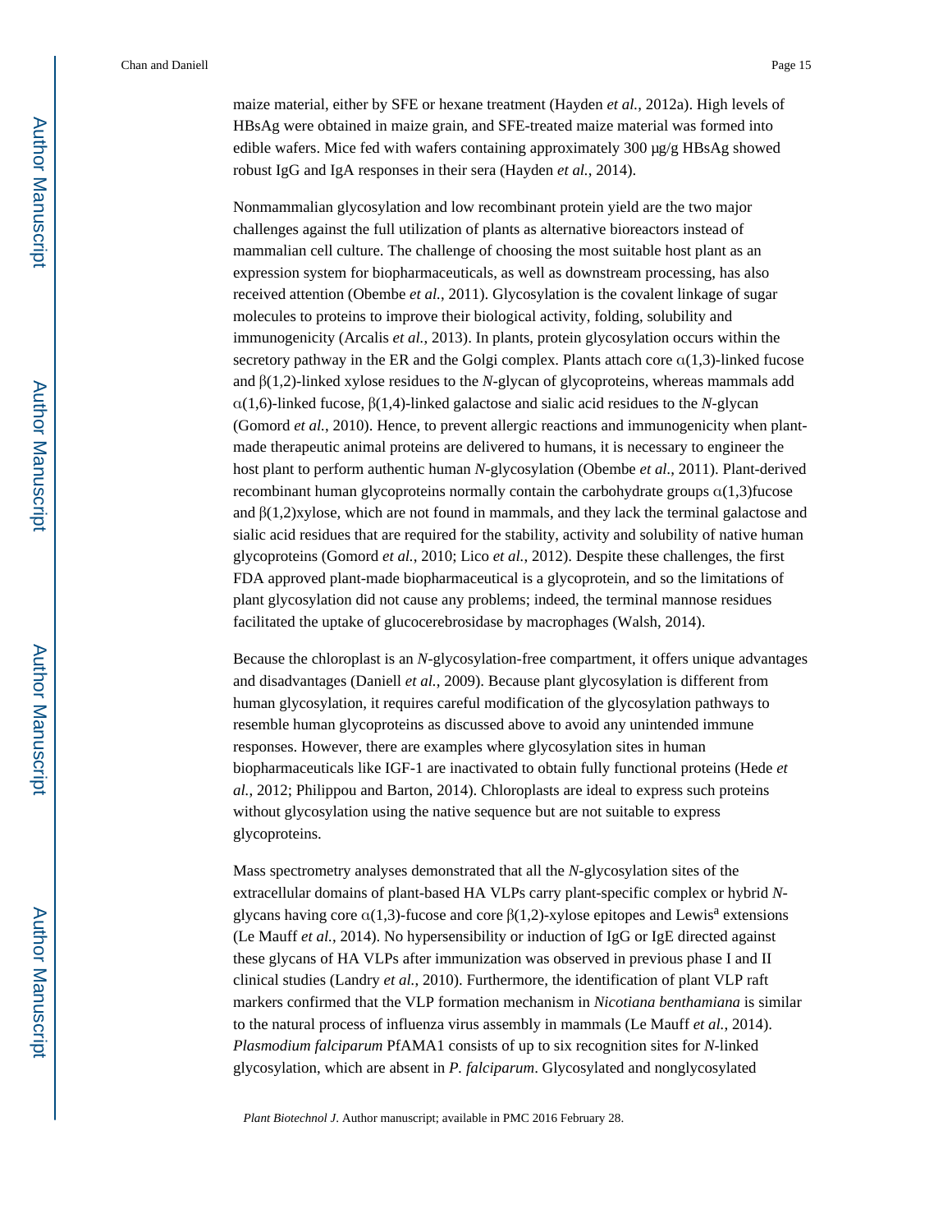maize material, either by SFE or hexane treatment (Hayden *et al.*, 2012a). High levels of HBsAg were obtained in maize grain, and SFE-treated maize material was formed into edible wafers. Mice fed with wafers containing approximately 300 μg/g HBsAg showed robust IgG and IgA responses in their sera (Hayden *et al.*, 2014).

Nonmammalian glycosylation and low recombinant protein yield are the two major challenges against the full utilization of plants as alternative bioreactors instead of mammalian cell culture. The challenge of choosing the most suitable host plant as an expression system for biopharmaceuticals, as well as downstream processing, has also received attention (Obembe *et al.*, 2011). Glycosylation is the covalent linkage of sugar molecules to proteins to improve their biological activity, folding, solubility and immunogenicity (Arcalis *et al.*, 2013). In plants, protein glycosylation occurs within the secretory pathway in the ER and the Golgi complex. Plants attach core α(1,3)-linked fucose and β(1,2)-linked xylose residues to the *N*-glycan of glycoproteins, whereas mammals add α(1,6)-linked fucose, β(1,4)-linked galactose and sialic acid residues to the *N*-glycan (Gomord *et al.*, 2010). Hence, to prevent allergic reactions and immunogenicity when plant-made therapeutic animal proteins are delivered to humans, it is necessary to engineer the host plant to perform authentic human *N*-glycosylation (Obembe *et al.*, 2011). Plant-derived recombinant human glycoproteins normally contain the carbohydrate groups α(1,3)fucose and β(1,2)xylose, which are not found in mammals, and they lack the terminal galactose and sialic acid residues that are required for the stability, activity and solubility of native human glycoproteins (Gomord *et al.*, 2010; Lico *et al.*, 2012). Despite these challenges, the first FDA approved plant-made biopharmaceutical is a glycoprotein, and so the limitations of plant glycosylation did not cause any problems; indeed, the terminal mannose residues facilitated the uptake of glucocerebrosidase by macrophages (Walsh, 2014).

Because the chloroplast is an *N*-glycosylation-free compartment, it offers unique advantages and disadvantages (Daniell *et al.*, 2009). Because plant glycosylation is different from human glycosylation, it requires careful modification of the glycosylation pathways to resemble human glycoproteins as discussed above to avoid any unintended immune responses. However, there are examples where glycosylation sites in human biopharmaceuticals like IGF-1 are inactivated to obtain fully functional proteins (Hede *et al.*, 2012; Philippou and Barton, 2014). Chloroplasts are ideal to express such proteins without glycosylation using the native sequence but are not suitable to express glycoproteins.

Mass spectrometry analyses demonstrated that all the *N*-glycosylation sites of the extracellular domains of plant-based HA VLPs carry plant-specific complex or hybrid *N*-glycans having core α(1,3)-fucose and core β(1,2)-xylose epitopes and Lewis$^{a}$ extensions (Le Mauff *et al.*, 2014). No hypersensibility or induction of IgG or IgE directed against these glycans of HA VLPs after immunization was observed in previous phase I and II clinical studies (Landry *et al.*, 2010). Furthermore, the identification of plant VLP raft markers confirmed that the VLP formation mechanism in *Nicotiana benthamiana* is similar to the natural process of influenza virus assembly in mammals (Le Mauff *et al.*, 2014). *Plasmodium falciparum* PfAMA1 consists of up to six recognition sites for *N*-linked glycosylation, which are absent in *P. falciparum*. Glycosylated and nonglycosylated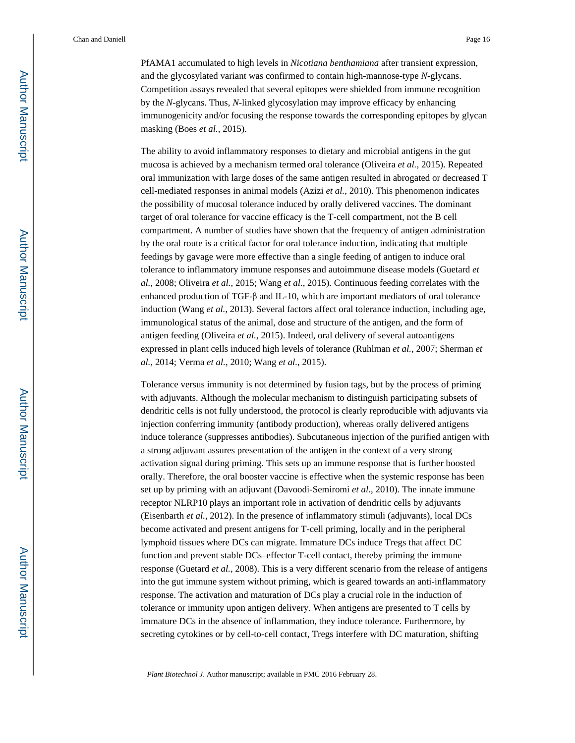PfAMA1 accumulated to high levels in *Nicotiana benthamiana* after transient expression, and the glycosylated variant was confirmed to contain high-mannose-type *N*-glycans. Competition assays revealed that several epitopes were shielded from immune recognition by the *N*-glycans. Thus, *N*-linked glycosylation may improve efficacy by enhancing immunogenicity and/or focusing the response towards the corresponding epitopes by glycan masking (Boes *et al.*, 2015).

The ability to avoid inflammatory responses to dietary and microbial antigens in the gut mucosa is achieved by a mechanism termed oral tolerance (Oliveira *et al.*, 2015). Repeated oral immunization with large doses of the same antigen resulted in abrogated or decreased T cell-mediated responses in animal models (Azizi *et al.*, 2010). This phenomenon indicates the possibility of mucosal tolerance induced by orally delivered vaccines. The dominant target of oral tolerance for vaccine efficacy is the T-cell compartment, not the B cell compartment. A number of studies have shown that the frequency of antigen administration by the oral route is a critical factor for oral tolerance induction, indicating that multiple feedings by gavage were more effective than a single feeding of antigen to induce oral tolerance to inflammatory immune responses and autoimmune disease models (Guetard *et al.*, 2008; Oliveira *et al.*, 2015; Wang *et al.*, 2015). Continuous feeding correlates with the enhanced production of TGF-β and IL-10, which are important mediators of oral tolerance induction (Wang *et al.*, 2013). Several factors affect oral tolerance induction, including age, immunological status of the animal, dose and structure of the antigen, and the form of antigen feeding (Oliveira *et al.*, 2015). Indeed, oral delivery of several autoantigens expressed in plant cells induced high levels of tolerance (Ruhlman *et al.*, 2007; Sherman *et al.*, 2014; Verma *et al.*, 2010; Wang *et al.*, 2015).

Tolerance versus immunity is not determined by fusion tags, but by the process of priming with adjuvants. Although the molecular mechanism to distinguish participating subsets of dendritic cells is not fully understood, the protocol is clearly reproducible with adjuvants via injection conferring immunity (antibody production), whereas orally delivered antigens induce tolerance (suppresses antibodies). Subcutaneous injection of the purified antigen with a strong adjuvant assures presentation of the antigen in the context of a very strong activation signal during priming. This sets up an immune response that is further boosted orally. Therefore, the oral booster vaccine is effective when the systemic response has been set up by priming with an adjuvant (Davoodi-Semiromi *et al.*, 2010). The innate immune receptor NLRP10 plays an important role in activation of dendritic cells by adjuvants (Eisenbarth *et al.*, 2012). In the presence of inflammatory stimuli (adjuvants), local DCs become activated and present antigens for T-cell priming, locally and in the peripheral lymphoid tissues where DCs can migrate. Immature DCs induce Tregs that affect DC function and prevent stable DCs–effector T-cell contact, thereby priming the immune response (Guetard *et al.*, 2008). This is a very different scenario from the release of antigens into the gut immune system without priming, which is geared towards an anti-inflammatory response. The activation and maturation of DCs play a crucial role in the induction of tolerance or immunity upon antigen delivery. When antigens are presented to T cells by immature DCs in the absence of inflammation, they induce tolerance. Furthermore, by secreting cytokines or by cell-to-cell contact, Tregs interfere with DC maturation, shifting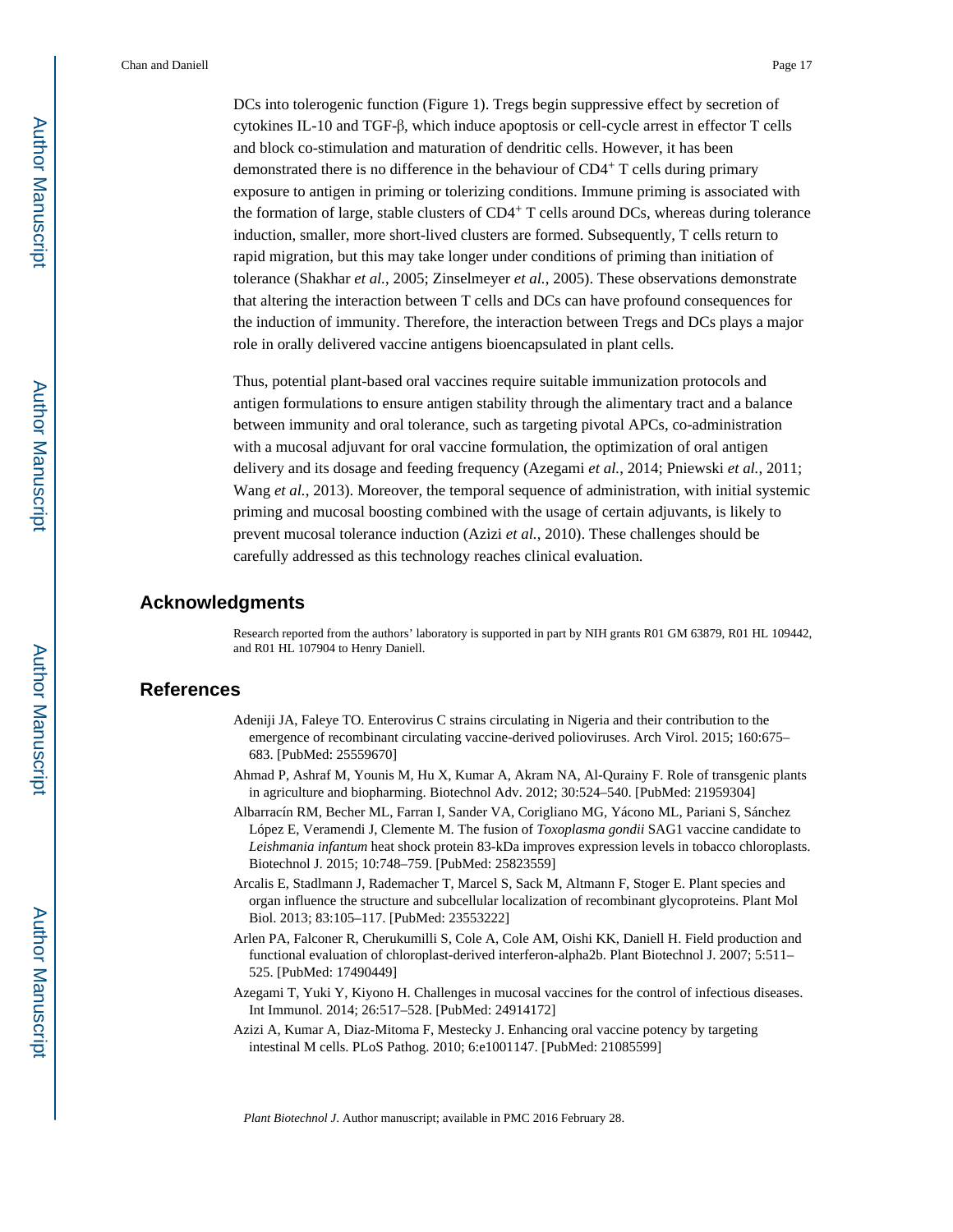DCs into tolerogenic function (Figure 1). Tregs begin suppressive effect by secretion of cytokines IL-10 and TGF-β, which induce apoptosis or cell-cycle arrest in effector T cells and block co-stimulation and maturation of dendritic cells. However, it has been demonstrated there is no difference in the behaviour of $CD4^+$ T cells during primary exposure to antigen in priming or tolerizing conditions. Immune priming is associated with the formation of large, stable clusters of $CD4^+$ T cells around DCs, whereas during tolerance induction, smaller, more short-lived clusters are formed. Subsequently, T cells return to rapid migration, but this may take longer under conditions of priming than initiation of tolerance (Shakhar *et al.*, 2005; Zinselmeyer *et al.*, 2005). These observations demonstrate that altering the interaction between T cells and DCs can have profound consequences for the induction of immunity. Therefore, the interaction between Tregs and DCs plays a major role in orally delivered vaccine antigens bioencapsulated in plant cells.

Thus, potential plant-based oral vaccines require suitable immunization protocols and antigen formulations to ensure antigen stability through the alimentary tract and a balance between immunity and oral tolerance, such as targeting pivotal APCs, co-administration with a mucosal adjuvant for oral vaccine formulation, the optimization of oral antigen delivery and its dosage and feeding frequency (Azegami *et al.*, 2014; Pniewski *et al.*, 2011; Wang *et al.*, 2013). Moreover, the temporal sequence of administration, with initial systemic priming and mucosal boosting combined with the usage of certain adjuvants, is likely to prevent mucosal tolerance induction (Azizi *et al.*, 2010). These challenges should be carefully addressed as this technology reaches clinical evaluation.

## Acknowledgments

Research reported from the authors' laboratory is supported in part by NIH grants R01 GM 63879, R01 HL 109442, and R01 HL 107904 to Henry Daniell.

## References

- Adeniji JA, Faleye TO. Enterovirus C strains circulating in Nigeria and their contribution to the emergence of recombinant circulating vaccine-derived polioviruses. Arch Virol. 2015; 160:675–683. [PubMed: 25559670]
- Ahmad P, Ashraf M, Younis M, Hu X, Kumar A, Akram NA, Al-Qurainy F. Role of transgenic plants in agriculture and biopharming. Biotechnol Adv. 2012; 30:524–540. [PubMed: 21959304]
- Albarracín RM, Becher ML, Farran I, Sander VA, Corigliano MG, Yácono ML, Pariani S, Sánchez López E, Veramendi J, Clemente M. The fusion of *Toxoplasma gondii* SAG1 vaccine candidate to *Leishmania infantum* heat shock protein 83-kDa improves expression levels in tobacco chloroplasts. Biotechnol J. 2015; 10:748–759. [PubMed: 25823559]
- Arcalis E, Stadlmann J, Rademacher T, Marcel S, Sack M, Altmann F, Stoger E. Plant species and organ influence the structure and subcellular localization of recombinant glycoproteins. Plant Mol Biol. 2013; 83:105–117. [PubMed: 23553222]
- Arlen PA, Falconer R, Cherukumilli S, Cole A, Cole AM, Oishi KK, Daniell H. Field production and functional evaluation of chloroplast-derived interferon-alpha2b. Plant Biotechnol J. 2007; 5:511–525. [PubMed: 17490449]
- Azegami T, Yuki Y, Kiyono H. Challenges in mucosal vaccines for the control of infectious diseases. Int Immunol. 2014; 26:517–528. [PubMed: 24914172]
- Azizi A, Kumar A, Diaz-Mitoma F, Mestecky J. Enhancing oral vaccine potency by targeting intestinal M cells. PLoS Pathog. 2010; 6:e1001147. [PubMed: 21085599]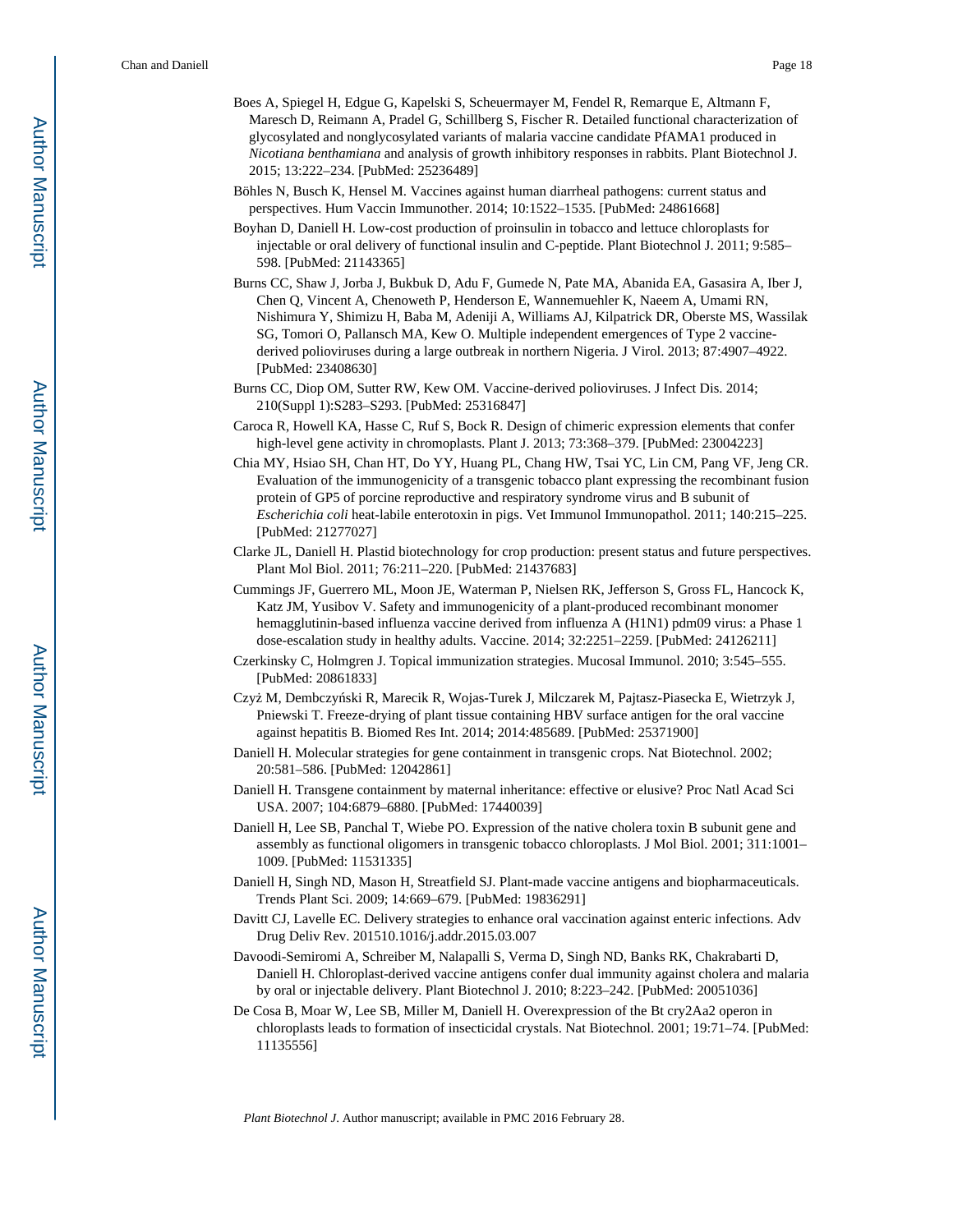Boes A, Spiegel H, Edgue G, Kapelski S, Scheuermayer M, Fendel R, Remarque E, Altmann F, Maresch D, Reimann A, Pradel G, Schillberg S, Fischer R. Detailed functional characterization of glycosylated and nonglycosylated variants of malaria vaccine candidate PfAMA1 produced in *Nicotiana benthamiana* and analysis of growth inhibitory responses in rabbits. Plant Biotechnol J. 2015; 13:222–234. [PubMed: 25236489]

Böhles N, Busch K, Hensel M. Vaccines against human diarrheal pathogens: current status and perspectives. Hum Vaccin Immunother. 2014; 10:1522–1535. [PubMed: 24861668]

Boyhan D, Daniell H. Low-cost production of proinsulin in tobacco and lettuce chloroplasts for injectable or oral delivery of functional insulin and C-peptide. Plant Biotechnol J. 2011; 9:585–598. [PubMed: 21143365]

Burns CC, Shaw J, Jorba J, Bukbuk D, Adu F, Gumede N, Pate MA, Abanida EA, Gasasira A, Iber J, Chen Q, Vincent A, Chenoweth P, Henderson E, Wannemuehler K, Naeem A, Umami RN, Nishimura Y, Shimizu H, Baba M, Adeniji A, Williams AJ, Kilpatrick DR, Oberste MS, Wassilak SG, Tomori O, Pallansch MA, Kew O. Multiple independent emergences of Type 2 vaccine-derived polioviruses during a large outbreak in northern Nigeria. J Virol. 2013; 87:4907–4922. [PubMed: 23408630]

Burns CC, Diop OM, Sutter RW, Kew OM. Vaccine-derived polioviruses. J Infect Dis. 2014; 210(Suppl 1):S283–S293. [PubMed: 25316847]

Caroca R, Howell KA, Hasse C, Ruf S, Bock R. Design of chimeric expression elements that confer high-level gene activity in chromoplasts. Plant J. 2013; 73:368–379. [PubMed: 23004223]

Chia MY, Hsiao SH, Chan HT, Do YY, Huang PL, Chang HW, Tsai YC, Lin CM, Pang VF, Jeng CR. Evaluation of the immunogenicity of a transgenic tobacco plant expressing the recombinant fusion protein of GP5 of porcine reproductive and respiratory syndrome virus and B subunit of *Escherichia coli* heat-labile enterotoxin in pigs. Vet Immunol Immunopathol. 2011; 140:215–225. [PubMed: 21277027]

Clarke JL, Daniell H. Plastid biotechnology for crop production: present status and future perspectives. Plant Mol Biol. 2011; 76:211–220. [PubMed: 21437683]

Cummings JF, Guerrero ML, Moon JE, Waterman P, Nielsen RK, Jefferson S, Gross FL, Hancock K, Katz JM, Yusibov V. Safety and immunogenicity of a plant-produced recombinant monomer hemagglutinin-based influenza vaccine derived from influenza A (H1N1) pdm09 virus: a Phase 1 dose-escalation study in healthy adults. Vaccine. 2014; 32:2251–2259. [PubMed: 24126211]

Czerkinsky C, Holmgren J. Topical immunization strategies. Mucosal Immunol. 2010; 3:545–555. [PubMed: 20861833]

Czyż M, Dembczyński R, Marecik R, Wojas-Turek J, Milczarek M, Pajtasz-Piasecka E, Wietrzyk J, Pniewski T. Freeze-drying of plant tissue containing HBV surface antigen for the oral vaccine against hepatitis B. Biomed Res Int. 2014; 2014:485689. [PubMed: 25371900]

Daniell H. Molecular strategies for gene containment in transgenic crops. Nat Biotechnol. 2002; 20:581–586. [PubMed: 12042861]

Daniell H. Transgene containment by maternal inheritance: effective or elusive? Proc Natl Acad Sci USA. 2007; 104:6879–6880. [PubMed: 17440039]

Daniell H, Lee SB, Panchal T, Wiebe PO. Expression of the native cholera toxin B subunit gene and assembly as functional oligomers in transgenic tobacco chloroplasts. J Mol Biol. 2001; 311:1001–1009. [PubMed: 11531335]

Daniell H, Singh ND, Mason H, Streatfield SJ. Plant-made vaccine antigens and biopharmaceuticals. Trends Plant Sci. 2009; 14:669–679. [PubMed: 19836291]

Davitt CJ, Lavelle EC. Delivery strategies to enhance oral vaccination against enteric infections. Adv Drug Deliv Rev. 201510.1016/j.addr.2015.03.007

Davoodi-Semiromi A, Schreiber M, Nalapalli S, Verma D, Singh ND, Banks RK, Chakrabarti D, Daniell H. Chloroplast-derived vaccine antigens confer dual immunity against cholera and malaria by oral or injectable delivery. Plant Biotechnol J. 2010; 8:223–242. [PubMed: 20051036]

De Cosa B, Moar W, Lee SB, Miller M, Daniell H. Overexpression of the Bt cry2Aa2 operon in chloroplasts leads to formation of insecticidal crystals. Nat Biotechnol. 2001; 19:71–74. [PubMed: 11135556]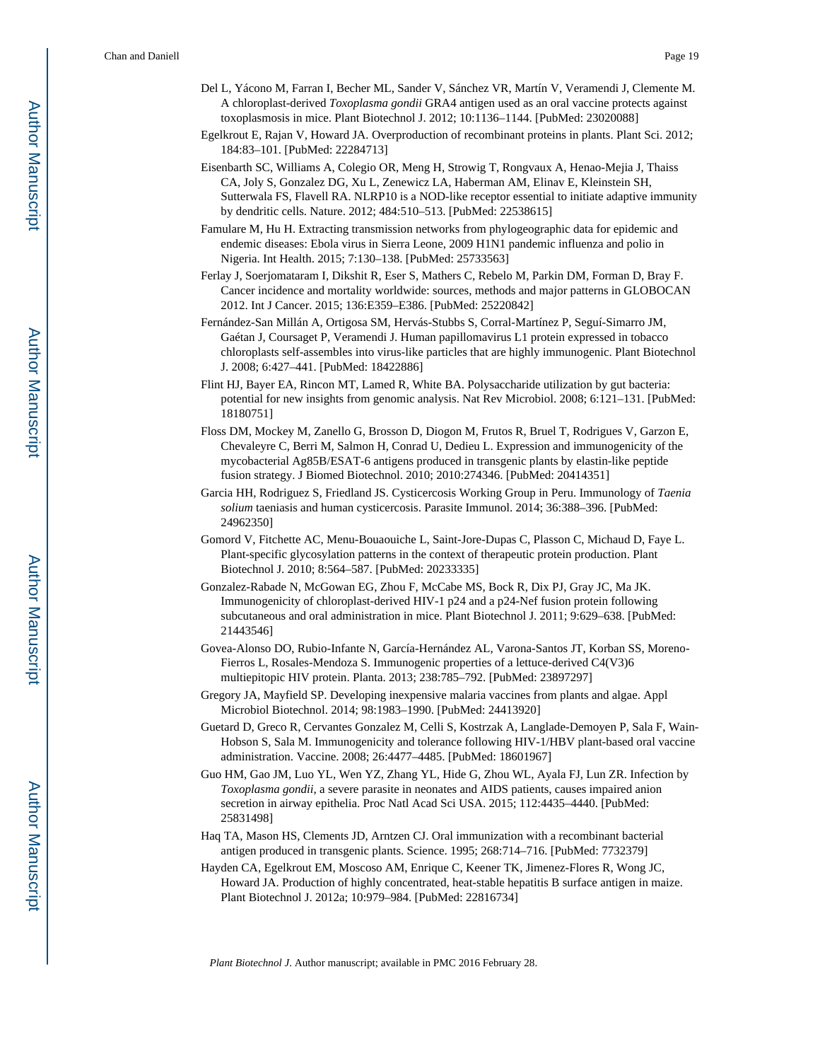Del L, Yácono M, Farran I, Becher ML, Sander V, Sánchez VR, Martín V, Veramendi J, Clemente M. A chloroplast-derived *Toxoplasma gondii* GRA4 antigen used as an oral vaccine protects against toxoplasmosis in mice. Plant Biotechnol J. 2012; 10:1136–1144. [PubMed: 23020088]

Egelkrout E, Rajan V, Howard JA. Overproduction of recombinant proteins in plants. Plant Sci. 2012; 184:83–101. [PubMed: 22284713]

Eisenbarth SC, Williams A, Colegio OR, Meng H, Strowig T, Rongvaux A, Henao-Mejia J, Thaiss CA, Joly S, Gonzalez DG, Xu L, Zenewicz LA, Haberman AM, Elinav E, Kleinstein SH, Sutterwala FS, Flavell RA. NLRP10 is a NOD-like receptor essential to initiate adaptive immunity by dendritic cells. Nature. 2012; 484:510–513. [PubMed: 22538615]

Famulare M, Hu H. Extracting transmission networks from phylogeographic data for epidemic and endemic diseases: Ebola virus in Sierra Leone, 2009 H1N1 pandemic influenza and polio in Nigeria. Int Health. 2015; 7:130–138. [PubMed: 25733563]

Ferlay J, Soerjomataram I, Dikshit R, Eser S, Mathers C, Rebelo M, Parkin DM, Forman D, Bray F. Cancer incidence and mortality worldwide: sources, methods and major patterns in GLOBOCAN 2012. Int J Cancer. 2015; 136:E359–E386. [PubMed: 25220842]

Fernández-San Millán A, Ortigosa SM, Hervás-Stubbs S, Corral-Martínez P, Seguí-Simarro JM, Gaétan J, Coursaget P, Veramendi J. Human papillomavirus L1 protein expressed in tobacco chloroplasts self-assembles into virus-like particles that are highly immunogenic. Plant Biotechnol J. 2008; 6:427–441. [PubMed: 18422886]

Flint HJ, Bayer EA, Rincon MT, Lamed R, White BA. Polysaccharide utilization by gut bacteria: potential for new insights from genomic analysis. Nat Rev Microbiol. 2008; 6:121–131. [PubMed: 18180751]

Floss DM, Mockey M, Zanello G, Brosson D, Diogon M, Frutos R, Bruel T, Rodrigues V, Garzon E, Chevaleyre C, Berri M, Salmon H, Conrad U, Dedieu L. Expression and immunogenicity of the mycobacterial Ag85B/ESAT-6 antigens produced in transgenic plants by elastin-like peptide fusion strategy. J Biomed Biotechnol. 2010; 2010:274346. [PubMed: 20414351]

Garcia HH, Rodriguez S, Friedland JS. Cysticercosis Working Group in Peru. Immunology of *Taenia solium* taeniasis and human cysticercosis. Parasite Immunol. 2014; 36:388–396. [PubMed: 24962350]

Gomord V, Fitchette AC, Menu-Bouaouiche L, Saint-Jore-Dupas C, Plasson C, Michaud D, Faye L. Plant-specific glycosylation patterns in the context of therapeutic protein production. Plant Biotechnol J. 2010; 8:564–587. [PubMed: 20233335]

Gonzalez-Rabade N, McGowan EG, Zhou F, McCabe MS, Bock R, Dix PJ, Gray JC, Ma JK. Immunogenicity of chloroplast-derived HIV-1 p24 and a p24-Nef fusion protein following subcutaneous and oral administration in mice. Plant Biotechnol J. 2011; 9:629–638. [PubMed: 21443546]

Govea-Alonso DO, Rubio-Infante N, García-Hernández AL, Varona-Santos JT, Korban SS, Moreno-Fierros L, Rosales-Mendoza S. Immunogenic properties of a lettuce-derived C4(V3)6 multiepitopic HIV protein. Planta. 2013; 238:785–792. [PubMed: 23897297]

Gregory JA, Mayfield SP. Developing inexpensive malaria vaccines from plants and algae. Appl Microbiol Biotechnol. 2014; 98:1983–1990. [PubMed: 24413920]

Guetard D, Greco R, Cervantes Gonzalez M, Celli S, Kostrzak A, Langlade-Demoyen P, Sala F, Wain-Hobson S, Sala M. Immunogenicity and tolerance following HIV-1/HBV plant-based oral vaccine administration. Vaccine. 2008; 26:4477–4485. [PubMed: 18601967]

Guo HM, Gao JM, Luo YL, Wen YZ, Zhang YL, Hide G, Zhou WL, Ayala FJ, Lun ZR. Infection by *Toxoplasma gondii*, a severe parasite in neonates and AIDS patients, causes impaired anion secretion in airway epithelia. Proc Natl Acad Sci USA. 2015; 112:4435–4440. [PubMed: 25831498]

Haq TA, Mason HS, Clements JD, Arntzen CJ. Oral immunization with a recombinant bacterial antigen produced in transgenic plants. Science. 1995; 268:714–716. [PubMed: 7732379]

Hayden CA, Egelkrout EM, Moscoso AM, Enrique C, Keener TK, Jimenez-Flores R, Wong JC, Howard JA. Production of highly concentrated, heat-stable hepatitis B surface antigen in maize. Plant Biotechnol J. 2012a; 10:979–984. [PubMed: 22816734]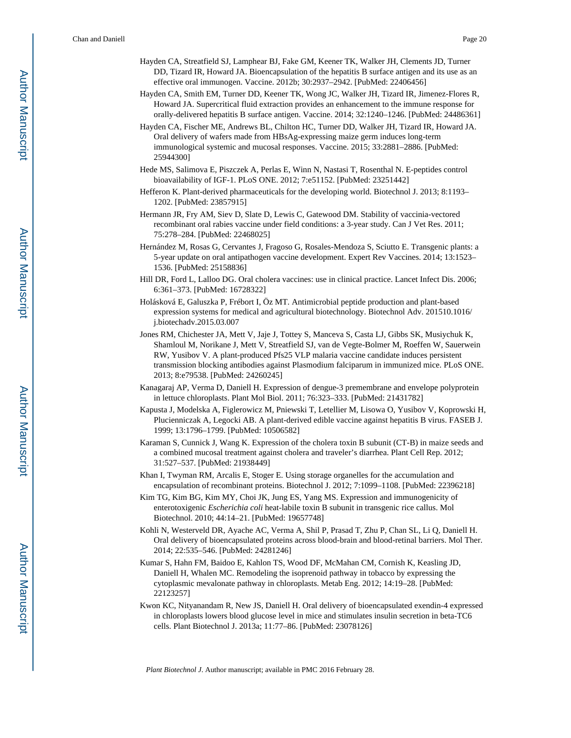Hayden CA, Streatfield SJ, Lamphear BJ, Fake GM, Keener TK, Walker JH, Clements JD, Turner DD, Tizard IR, Howard JA. Bioencapsulation of the hepatitis B surface antigen and its use as an effective oral immunogen. Vaccine. 2012b; 30:2937–2942. [PubMed: 22406456]

Hayden CA, Smith EM, Turner DD, Keener TK, Wong JC, Walker JH, Tizard IR, Jimenez-Flores R, Howard JA. Supercritical fluid extraction provides an enhancement to the immune response for orally-delivered hepatitis B surface antigen. Vaccine. 2014; 32:1240–1246. [PubMed: 24486361]

Hayden CA, Fischer ME, Andrews BL, Chilton HC, Turner DD, Walker JH, Tizard IR, Howard JA. Oral delivery of wafers made from HBsAg-expressing maize germ induces long-term immunological systemic and mucosal responses. Vaccine. 2015; 33:2881–2886. [PubMed: 25944300]

Hede MS, Salimova E, Piszczek A, Perlas E, Winn N, Nastasi T, Rosenthal N. E-peptides control bioavailability of IGF-1. PLoS ONE. 2012; 7:e51152. [PubMed: 23251442]

Hefferon K. Plant-derived pharmaceuticals for the developing world. Biotechnol J. 2013; 8:1193–1202. [PubMed: 23857915]

Hermann JR, Fry AM, Siev D, Slate D, Lewis C, Gatewood DM. Stability of vaccinia-vectored recombinant oral rabies vaccine under field conditions: a 3-year study. Can J Vet Res. 2011; 75:278–284. [PubMed: 22468025]

Hernández M, Rosas G, Cervantes J, Fragoso G, Rosales-Mendoza S, Sciutto E. Transgenic plants: a 5-year update on oral antipathogen vaccine development. Expert Rev Vaccines. 2014; 13:1523–1536. [PubMed: 25158836]

Hill DR, Ford L, Lalloo DG. Oral cholera vaccines: use in clinical practice. Lancet Infect Dis. 2006; 6:361–373. [PubMed: 16728322]

Holásková E, Galuszka P, Frébort I, Öz MT. Antimicrobial peptide production and plant-based expression systems for medical and agricultural biotechnology. Biotechnol Adv. 201510.1016/j.biotechadv.2015.03.007

Jones RM, Chichester JA, Mett V, Jaje J, Tottey S, Manceva S, Casta LJ, Gibbs SK, Musiychuk K, Shamloul M, Norikane J, Mett V, Streatfield SJ, van de Vegte-Bolmer M, Roeffen W, Sauerwein RW, Yusibov V. A plant-produced Pfs25 VLP malaria vaccine candidate induces persistent transmission blocking antibodies against Plasmodium falciparum in immunized mice. PLoS ONE. 2013; 8:e79538. [PubMed: 24260245]

Kanagaraj AP, Verma D, Daniell H. Expression of dengue-3 premembrane and envelope polyprotein in lettuce chloroplasts. Plant Mol Biol. 2011; 76:323–333. [PubMed: 21431782]

Kapusta J, Modelska A, Figlerowicz M, Pniewski T, Letellier M, Lisowa O, Yusibov V, Koprowski H, Plucienniczak A, Legocki AB. A plant-derived edible vaccine against hepatitis B virus. FASEB J. 1999; 13:1796–1799. [PubMed: 10506582]

Karaman S, Cunnick J, Wang K. Expression of the cholera toxin B subunit (CT-B) in maize seeds and a combined mucosal treatment against cholera and traveler's diarrhea. Plant Cell Rep. 2012; 31:527–537. [PubMed: 21938449]

Khan I, Twyman RM, Arcalis E, Stoger E. Using storage organelles for the accumulation and encapsulation of recombinant proteins. Biotechnol J. 2012; 7:1099–1108. [PubMed: 22396218]

Kim TG, Kim BG, Kim MY, Choi JK, Jung ES, Yang MS. Expression and immunogenicity of enterotoxigenic *Escherichia coli* heat-labile toxin B subunit in transgenic rice callus. Mol Biotechnol. 2010; 44:14–21. [PubMed: 19657748]

Kohli N, Westerveld DR, Ayache AC, Verma A, Shil P, Prasad T, Zhu P, Chan SL, Li Q, Daniell H. Oral delivery of bioencapsulated proteins across blood-brain and blood-retinal barriers. Mol Ther. 2014; 22:535–546. [PubMed: 24281246]

Kumar S, Hahn FM, Baidoo E, Kahlon TS, Wood DF, McMahan CM, Cornish K, Keasling JD, Daniell H, Whalen MC. Remodeling the isoprenoid pathway in tobacco by expressing the cytoplasmic mevalonate pathway in chloroplasts. Metab Eng. 2012; 14:19–28. [PubMed: 22123257]

Kwon KC, Nityanandam R, New JS, Daniell H. Oral delivery of bioencapsulated exendin-4 expressed in chloroplasts lowers blood glucose level in mice and stimulates insulin secretion in beta-TC6 cells. Plant Biotechnol J. 2013a; 11:77–86. [PubMed: 23078126]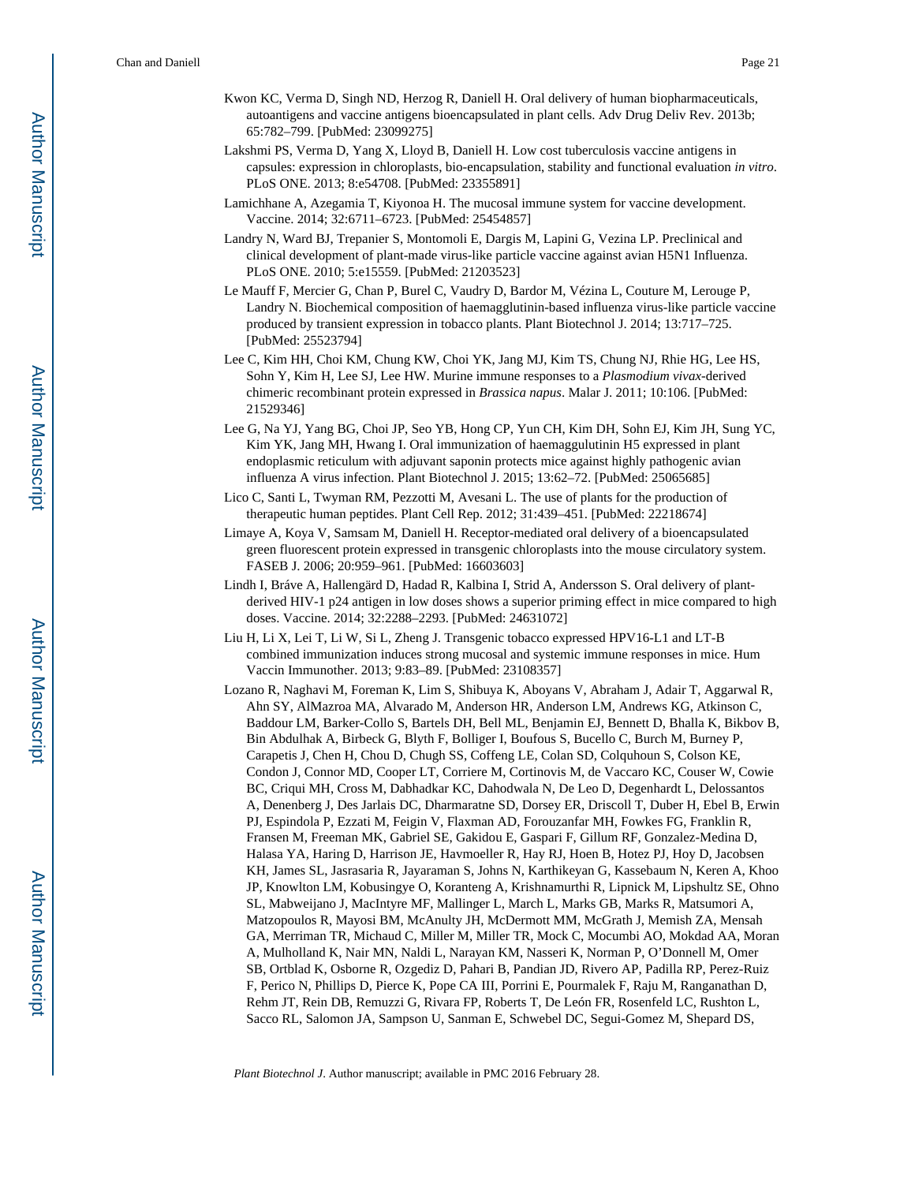Kwon KC, Verma D, Singh ND, Herzog R, Daniell H. Oral delivery of human biopharmaceuticals, autoantigens and vaccine antigens bioencapsulated in plant cells. Adv Drug Deliv Rev. 2013b; 65:782–799. [PubMed: 23099275]

Lakshmi PS, Verma D, Yang X, Lloyd B, Daniell H. Low cost tuberculosis vaccine antigens in capsules: expression in chloroplasts, bio-encapsulation, stability and functional evaluation *in vitro*. PLoS ONE. 2013; 8:e54708. [PubMed: 23355891]

Lamichhane A, Azegamia T, Kiyonoa H. The mucosal immune system for vaccine development. Vaccine. 2014; 32:6711–6723. [PubMed: 25454857]

Landry N, Ward BJ, Trepanier S, Montomoli E, Dargis M, Lapini G, Vezina LP. Preclinical and clinical development of plant-made virus-like particle vaccine against avian H5N1 Influenza. PLoS ONE. 2010; 5:e15559. [PubMed: 21203523]

Le Mauff F, Mercier G, Chan P, Burel C, Vaudry D, Bardor M, Vézina L, Couture M, Lerouge P, Landry N. Biochemical composition of haemagglutinin-based influenza virus-like particle vaccine produced by transient expression in tobacco plants. Plant Biotechnol J. 2014; 13:717–725. [PubMed: 25523794]

Lee C, Kim HH, Choi KM, Chung KW, Choi YK, Jang MJ, Kim TS, Chung NJ, Rhie HG, Lee HS, Sohn Y, Kim H, Lee SJ, Lee HW. Murine immune responses to a *Plasmodium vivax*-derived chimeric recombinant protein expressed in *Brassica napus*. Malar J. 2011; 10:106. [PubMed: 21529346]

Lee G, Na YJ, Yang BG, Choi JP, Seo YB, Hong CP, Yun CH, Kim DH, Sohn EJ, Kim JH, Sung YC, Kim YK, Jang MH, Hwang I. Oral immunization of haemaggulutinin H5 expressed in plant endoplasmic reticulum with adjuvant saponin protects mice against highly pathogenic avian influenza A virus infection. Plant Biotechnol J. 2015; 13:62–72. [PubMed: 25065685]

Lico C, Santi L, Twyman RM, Pezzotti M, Avesani L. The use of plants for the production of therapeutic human peptides. Plant Cell Rep. 2012; 31:439–451. [PubMed: 22218674]

Limaye A, Koya V, Samsam M, Daniell H. Receptor-mediated oral delivery of a bioencapsulated green fluorescent protein expressed in transgenic chloroplasts into the mouse circulatory system. FASEB J. 2006; 20:959–961. [PubMed: 16603603]

Lindh I, Bráve A, Hallengärd D, Hadad R, Kalbina I, Strid A, Andersson S. Oral delivery of plant-derived HIV-1 p24 antigen in low doses shows a superior priming effect in mice compared to high doses. Vaccine. 2014; 32:2288–2293. [PubMed: 24631072]

Liu H, Li X, Lei T, Li W, Si L, Zheng J. Transgenic tobacco expressed HPV16-L1 and LT-B combined immunization induces strong mucosal and systemic immune responses in mice. Hum Vaccin Immunother. 2013; 9:83–89. [PubMed: 23108357]

Lozano R, Naghavi M, Foreman K, Lim S, Shibuya K, Aboyans V, Abraham J, Adair T, Aggarwal R, Ahn SY, AlMazroa MA, Alvarado M, Anderson HR, Anderson LM, Andrews KG, Atkinson C, Baddour LM, Barker-Collo S, Bartels DH, Bell ML, Benjamin EJ, Bennett D, Bhalla K, Bikbov B, Bin Abdulhak A, Birbeck G, Blyth F, Bolliger I, Boufous S, Bucello C, Burch M, Burney P, Carapetis J, Chen H, Chou D, Chugh SS, Coffeng LE, Colan SD, Colquhoun S, Colson KE, Condon J, Connor MD, Cooper LT, Corriere M, Cortinovis M, de Vaccaro KC, Couser W, Cowie BC, Criqui MH, Cross M, Dabhadkar KC, Dahodwala N, De Leo D, Degenhardt L, Delossantos A, Denenberg J, Des Jarlais DC, Dharmaratne SD, Dorsey ER, Driscoll T, Duber H, Ebel B, Erwin PJ, Espindola P, Ezzati M, Feigin V, Flaxman AD, Forouzanfar MH, Fowkes FG, Franklin R, Fransen M, Freeman MK, Gabriel SE, Gakidou E, Gaspari F, Gillum RF, Gonzalez-Medina D, Halasa YA, Haring D, Harrison JE, Havmoeller R, Hay RJ, Hoen B, Hotez PJ, Hoy D, Jacobsen KH, James SL, Jasrasaria R, Jayaraman S, Johns N, Karthikeyan G, Kassebaum N, Keren A, Khoo JP, Knowlton LM, Kobusingye O, Koranteng A, Krishnamurthi R, Lipnick M, Lipshultz SE, Ohno SL, Mabweijano J, MacIntyre MF, Mallinger L, March L, Marks GB, Marks R, Matsumori A, Matzopoulos R, Mayosi BM, McAnulty JH, McDermott MM, McGrath J, Memish ZA, Mensah GA, Merriman TR, Michaud C, Miller M, Miller TR, Mock C, Mocumbi AO, Mokdad AA, Moran A, Mulholland K, Nair MN, Naldi L, Narayan KM, Nasseri K, Norman P, O'Donnell M, Omer SB, Ortblad K, Osborne R, Ozgediz D, Pahari B, Pandian JD, Rivero AP, Padilla RP, Perez-Ruiz F, Perico N, Phillips D, Pierce K, Pope CA III, Porrini E, Pourmalek F, Raju M, Ranganathan D, Rehm JT, Rein DB, Remuzzi G, Rivara FP, Roberts T, De León FR, Rosenfeld LC, Rushton L, Sacco RL, Salomon JA, Sampson U, Sanman E, Schwebel DC, Segui-Gomez M, Shepard DS,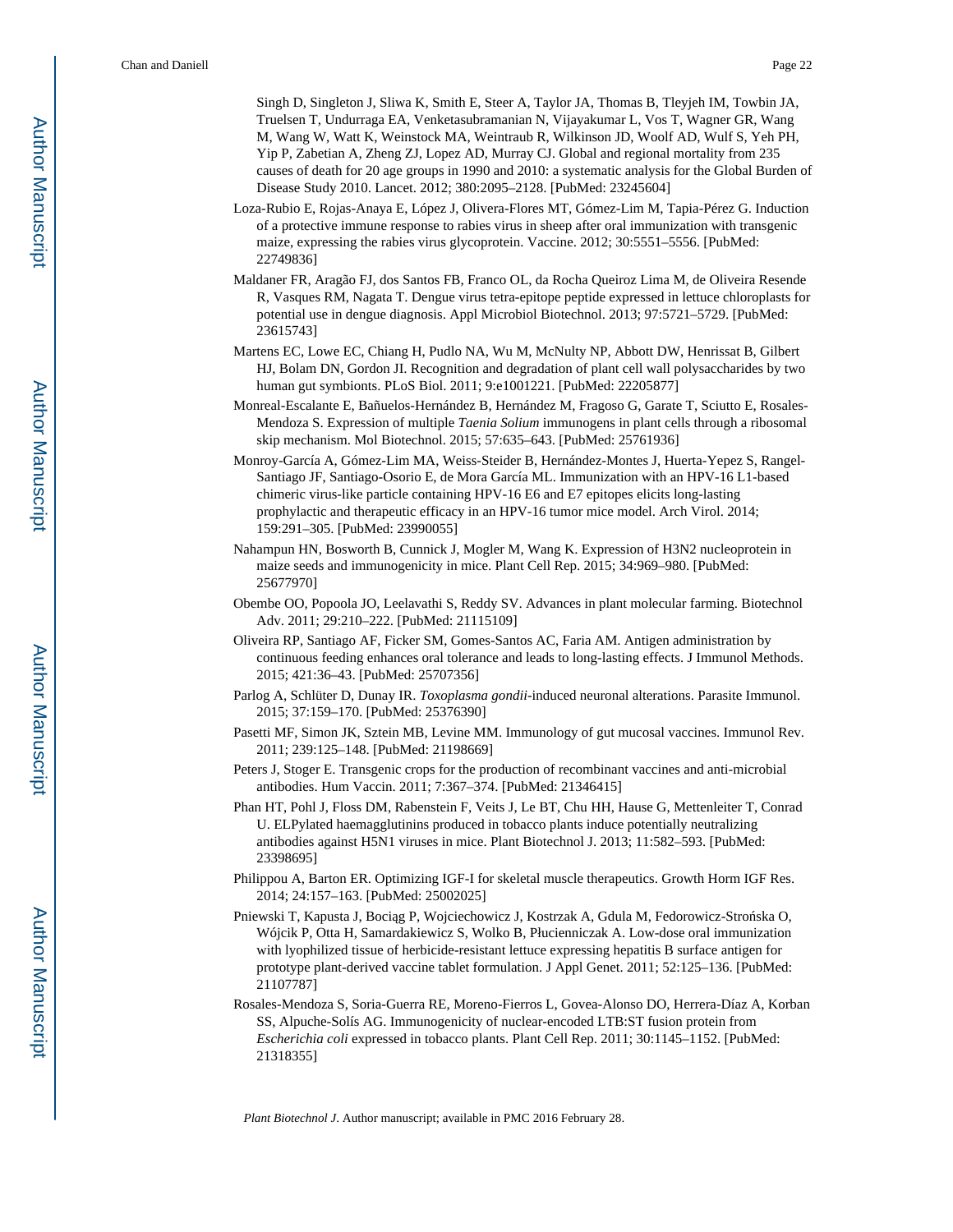Singh D, Singleton J, Sliwa K, Smith E, Steer A, Taylor JA, Thomas B, Tleyjeh IM, Towbin JA, Truelsen T, Undurraga EA, Venketasubramanian N, Vijayakumar L, Vos T, Wagner GR, Wang M, Wang W, Watt K, Weinstock MA, Weintraub R, Wilkinson JD, Woolf AD, Wulf S, Yeh PH, Yip P, Zabetian A, Zheng ZJ, Lopez AD, Murray CJ. Global and regional mortality from 235 causes of death for 20 age groups in 1990 and 2010: a systematic analysis for the Global Burden of Disease Study 2010. Lancet. 2012; 380:2095–2128. [PubMed: 23245604]

Loza-Rubio E, Rojas-Anaya E, López J, Olivera-Flores MT, Gómez-Lim M, Tapia-Pérez G. Induction of a protective immune response to rabies virus in sheep after oral immunization with transgenic maize, expressing the rabies virus glycoprotein. Vaccine. 2012; 30:5551–5556. [PubMed: 22749836]

Maldaner FR, Aragão FJ, dos Santos FB, Franco OL, da Rocha Queiroz Lima M, de Oliveira Resende R, Vasques RM, Nagata T. Dengue virus tetra-epitope peptide expressed in lettuce chloroplasts for potential use in dengue diagnosis. Appl Microbiol Biotechnol. 2013; 97:5721–5729. [PubMed: 23615743]

Martens EC, Lowe EC, Chiang H, Pudlo NA, Wu M, McNulty NP, Abbott DW, Henrissat B, Gilbert HJ, Bolam DN, Gordon JI. Recognition and degradation of plant cell wall polysaccharides by two human gut symbionts. PLoS Biol. 2011; 9:e1001221. [PubMed: 22205877]

Monreal-Escalante E, Bañuelos-Hernández B, Hernández M, Fragoso G, Garate T, Sciutto E, Rosales-Mendoza S. Expression of multiple *Taenia Solium* immunogens in plant cells through a ribosomal skip mechanism. Mol Biotechnol. 2015; 57:635–643. [PubMed: 25761936]

Monroy-García A, Gómez-Lim MA, Weiss-Steider B, Hernández-Montes J, Huerta-Yepez S, Rangel-Santiago JF, Santiago-Osorio E, de Mora García ML. Immunization with an HPV-16 L1-based chimeric virus-like particle containing HPV-16 E6 and E7 epitopes elicits long-lasting prophylactic and therapeutic efficacy in an HPV-16 tumor mice model. Arch Virol. 2014; 159:291–305. [PubMed: 23990055]

Nahampun HN, Bosworth B, Cunnick J, Mogler M, Wang K. Expression of H3N2 nucleoprotein in maize seeds and immunogenicity in mice. Plant Cell Rep. 2015; 34:969–980. [PubMed: 25677970]

Obembe OO, Popoola JO, Leelavathi S, Reddy SV. Advances in plant molecular farming. Biotechnol Adv. 2011; 29:210–222. [PubMed: 21115109]

Oliveira RP, Santiago AF, Ficker SM, Gomes-Santos AC, Faria AM. Antigen administration by continuous feeding enhances oral tolerance and leads to long-lasting effects. J Immunol Methods. 2015; 421:36–43. [PubMed: 25707356]

Parlog A, Schlüter D, Dunay IR. *Toxoplasma gondii*-induced neuronal alterations. Parasite Immunol. 2015; 37:159–170. [PubMed: 25376390]

Pasetti MF, Simon JK, Sztein MB, Levine MM. Immunology of gut mucosal vaccines. Immunol Rev. 2011; 239:125–148. [PubMed: 21198669]

Peters J, Stoger E. Transgenic crops for the production of recombinant vaccines and anti-microbial antibodies. Hum Vaccin. 2011; 7:367–374. [PubMed: 21346415]

Phan HT, Pohl J, Floss DM, Rabenstein F, Veits J, Le BT, Chu HH, Hause G, Mettenleiter T, Conrad U. ELPylated haemagglutinins produced in tobacco plants induce potentially neutralizing antibodies against H5N1 viruses in mice. Plant Biotechnol J. 2013; 11:582–593. [PubMed: 23398695]

Philippou A, Barton ER. Optimizing IGF-I for skeletal muscle therapeutics. Growth Horm IGF Res. 2014; 24:157–163. [PubMed: 25002025]

Pniewski T, Kapusta J, Bociąg P, Wojciechowicz J, Kostrzak A, Gdula M, Fedorowicz-Strońska O, Wójcik P, Otta H, Samardakiewicz S, Wolko B, Płucienniczak A. Low-dose oral immunization with lyophilized tissue of herbicide-resistant lettuce expressing hepatitis B surface antigen for prototype plant-derived vaccine tablet formulation. J Appl Genet. 2011; 52:125–136. [PubMed: 21107787]

Rosales-Mendoza S, Soria-Guerra RE, Moreno-Fierros L, Govea-Alonso DO, Herrera-Díaz A, Korban SS, Alpuche-Solís AG. Immunogenicity of nuclear-encoded LTB:ST fusion protein from *Escherichia coli* expressed in tobacco plants. Plant Cell Rep. 2011; 30:1145–1152. [PubMed: 21318355]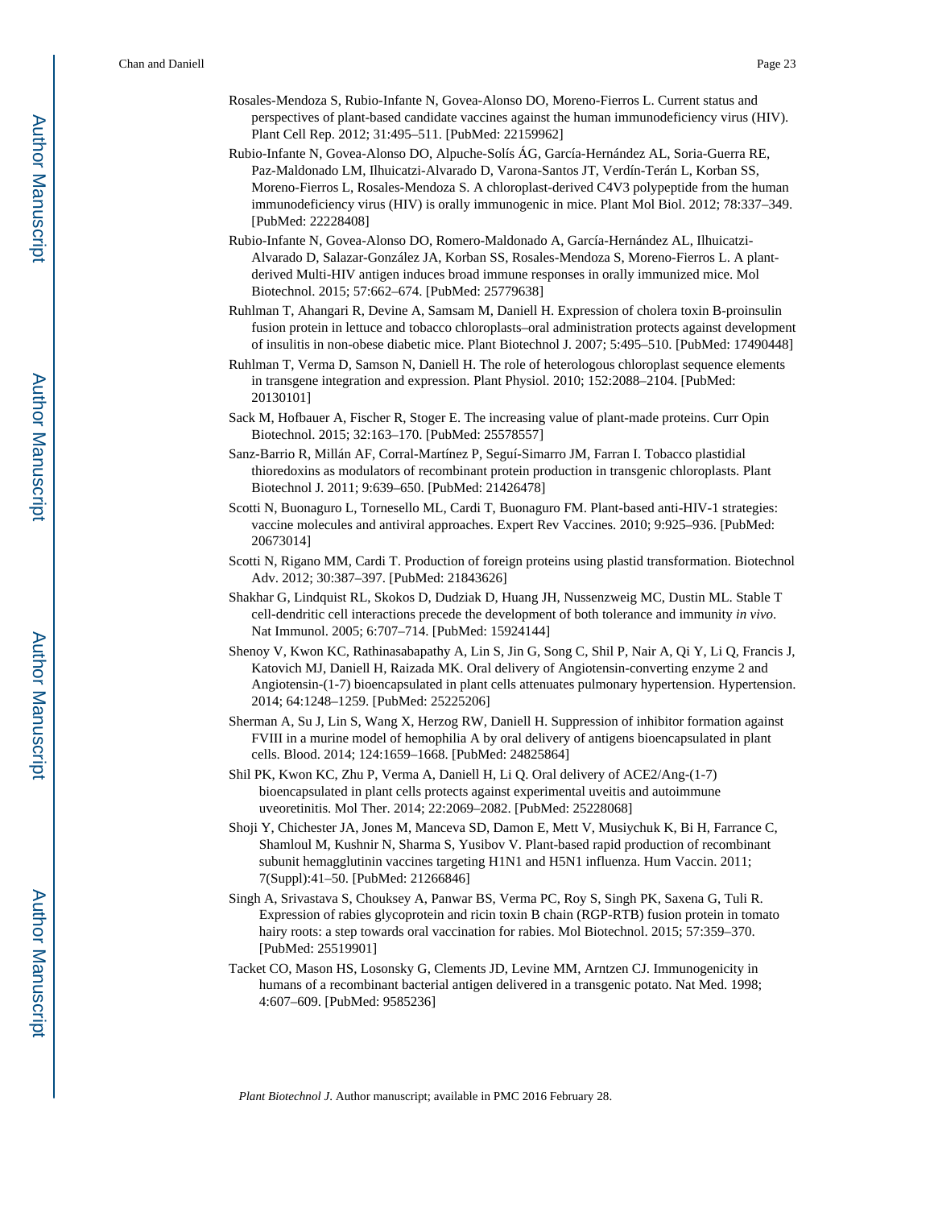Rosales-Mendoza S, Rubio-Infante N, Govea-Alonso DO, Moreno-Fierros L. Current status and perspectives of plant-based candidate vaccines against the human immunodeficiency virus (HIV). Plant Cell Rep. 2012; 31:495–511. [PubMed: 22159962]

Rubio-Infante N, Govea-Alonso DO, Alpuche-Solís ÁG, García-Hernández AL, Soria-Guerra RE, Paz-Maldonado LM, Ilhuicatzi-Alvarado D, Varona-Santos JT, Verdín-Terán L, Korban SS, Moreno-Fierros L, Rosales-Mendoza S. A chloroplast-derived C4V3 polypeptide from the human immunodeficiency virus (HIV) is orally immunogenic in mice. Plant Mol Biol. 2012; 78:337–349. [PubMed: 22228408]

Rubio-Infante N, Govea-Alonso DO, Romero-Maldonado A, García-Hernández AL, Ilhuicatzi-Alvarado D, Salazar-González JA, Korban SS, Rosales-Mendoza S, Moreno-Fierros L. A plant-derived Multi-HIV antigen induces broad immune responses in orally immunized mice. Mol Biotechnol. 2015; 57:662–674. [PubMed: 25779638]

Ruhlman T, Ahangari R, Devine A, Samsam M, Daniell H. Expression of cholera toxin B-proinsulin fusion protein in lettuce and tobacco chloroplasts–oral administration protects against development of insulitis in non-obese diabetic mice. Plant Biotechnol J. 2007; 5:495–510. [PubMed: 17490448]

Ruhlman T, Verma D, Samson N, Daniell H. The role of heterologous chloroplast sequence elements in transgene integration and expression. Plant Physiol. 2010; 152:2088–2104. [PubMed: 20130101]

Sack M, Hofbauer A, Fischer R, Stoger E. The increasing value of plant-made proteins. Curr Opin Biotechnol. 2015; 32:163–170. [PubMed: 25578557]

Sanz-Barrio R, Millán AF, Corral-Martínez P, Seguí-Simarro JM, Farran I. Tobacco plastidial thioredoxins as modulators of recombinant protein production in transgenic chloroplasts. Plant Biotechnol J. 2011; 9:639–650. [PubMed: 21426478]

Scotti N, Buonaguro L, Tornesello ML, Cardi T, Buonaguro FM. Plant-based anti-HIV-1 strategies: vaccine molecules and antiviral approaches. Expert Rev Vaccines. 2010; 9:925–936. [PubMed: 20673014]

Scotti N, Rigano MM, Cardi T. Production of foreign proteins using plastid transformation. Biotechnol Adv. 2012; 30:387–397. [PubMed: 21843626]

Shakhar G, Lindquist RL, Skokos D, Dudziak D, Huang JH, Nussenzweig MC, Dustin ML. Stable T cell-dendritic cell interactions precede the development of both tolerance and immunity *in vivo*. Nat Immunol. 2005; 6:707–714. [PubMed: 15924144]

Shenoy V, Kwon KC, Rathinasabapathy A, Lin S, Jin G, Song C, Shil P, Nair A, Qi Y, Li Q, Francis J, Katovich MJ, Daniell H, Raizada MK. Oral delivery of Angiotensin-converting enzyme 2 and Angiotensin-(1-7) bioencapsulated in plant cells attenuates pulmonary hypertension. Hypertension. 2014; 64:1248–1259. [PubMed: 25225206]

Sherman A, Su J, Lin S, Wang X, Herzog RW, Daniell H. Suppression of inhibitor formation against FVIII in a murine model of hemophilia A by oral delivery of antigens bioencapsulated in plant cells. Blood. 2014; 124:1659–1668. [PubMed: 24825864]

Shil PK, Kwon KC, Zhu P, Verma A, Daniell H, Li Q. Oral delivery of ACE2/Ang-(1-7) bioencapsulated in plant cells protects against experimental uveitis and autoimmune uveoretinitis. Mol Ther. 2014; 22:2069–2082. [PubMed: 25228068]

Shoji Y, Chichester JA, Jones M, Manceva SD, Damon E, Mett V, Musiychuk K, Bi H, Farrance C, Shamloul M, Kushnir N, Sharma S, Yusibov V. Plant-based rapid production of recombinant subunit hemagglutinin vaccines targeting H1N1 and H5N1 influenza. Hum Vaccin. 2011; 7(Suppl):41–50. [PubMed: 21266846]

Singh A, Srivastava S, Chouksey A, Panwar BS, Verma PC, Roy S, Singh PK, Saxena G, Tuli R. Expression of rabies glycoprotein and ricin toxin B chain (RGP-RTB) fusion protein in tomato hairy roots: a step towards oral vaccination for rabies. Mol Biotechnol. 2015; 57:359–370. [PubMed: 25519901]

Tacket CO, Mason HS, Losonsky G, Clements JD, Levine MM, Arntzen CJ. Immunogenicity in humans of a recombinant bacterial antigen delivered in a transgenic potato. Nat Med. 1998; 4:607–609. [PubMed: 9585236]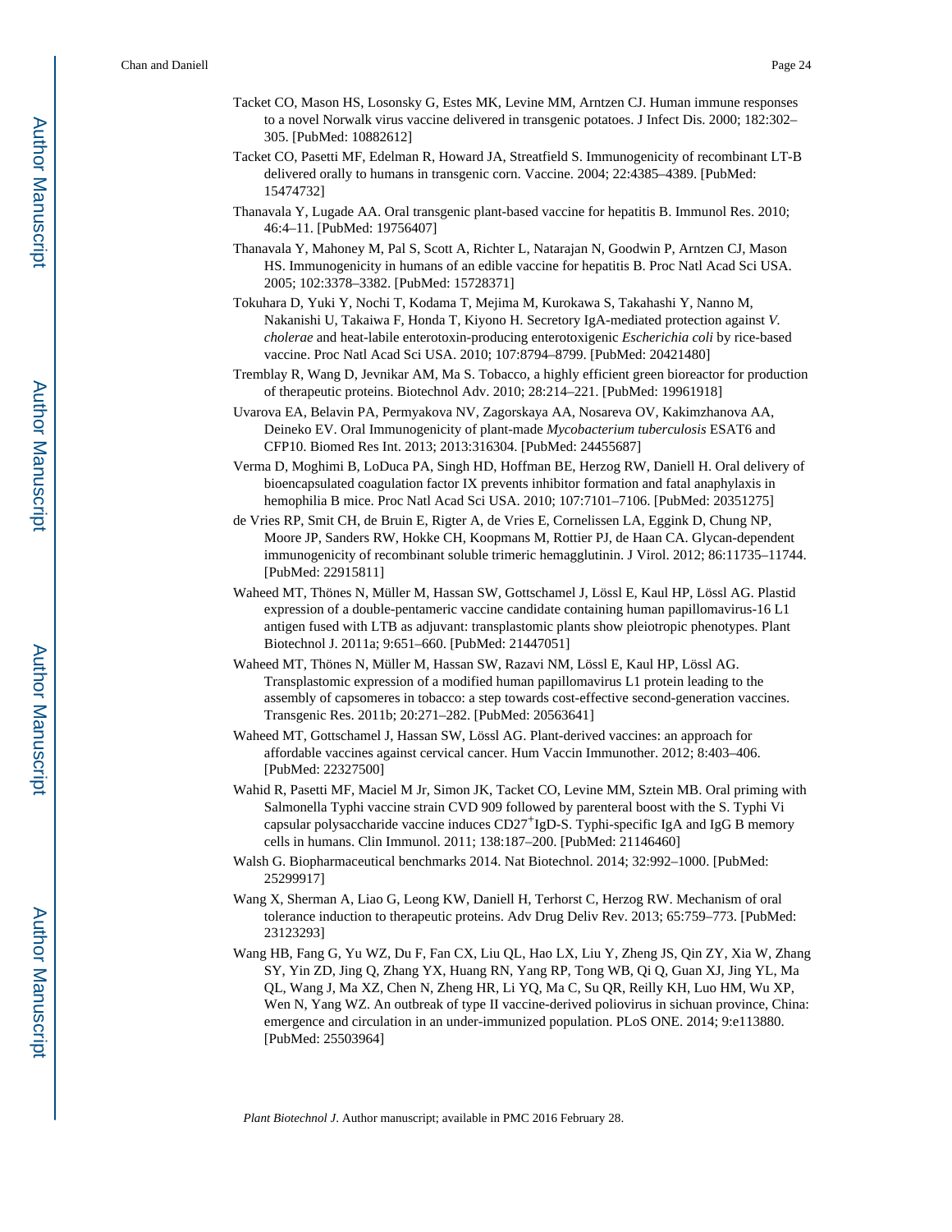Tacket CO, Mason HS, Losonsky G, Estes MK, Levine MM, Arntzen CJ. Human immune responses to a novel Norwalk virus vaccine delivered in transgenic potatoes. J Infect Dis. 2000; 182:302–305. [PubMed: 10882612]

Tacket CO, Pasetti MF, Edelman R, Howard JA, Streatfield S. Immunogenicity of recombinant LT-B delivered orally to humans in transgenic corn. Vaccine. 2004; 22:4385–4389. [PubMed: 15474732]

Thanavala Y, Lugade AA. Oral transgenic plant-based vaccine for hepatitis B. Immunol Res. 2010; 46:4–11. [PubMed: 19756407]

Thanavala Y, Mahoney M, Pal S, Scott A, Richter L, Natarajan N, Goodwin P, Arntzen CJ, Mason HS. Immunogenicity in humans of an edible vaccine for hepatitis B. Proc Natl Acad Sci USA. 2005; 102:3378–3382. [PubMed: 15728371]

Tokuhara D, Yuki Y, Nochi T, Kodama T, Mejima M, Kurokawa S, Takahashi Y, Nanno M, Nakanishi U, Takaiwa F, Honda T, Kiyono H. Secretory IgA-mediated protection against *V. cholerae* and heat-labile enterotoxin-producing enterotoxigenic *Escherichia coli* by rice-based vaccine. Proc Natl Acad Sci USA. 2010; 107:8794–8799. [PubMed: 20421480]

Tremblay R, Wang D, Jevnikar AM, Ma S. Tobacco, a highly efficient green bioreactor for production of therapeutic proteins. Biotechnol Adv. 2010; 28:214–221. [PubMed: 19961918]

Uvarova EA, Belavin PA, Permyakova NV, Zagorskaya AA, Nosareva OV, Kakimzhanova AA, Deineko EV. Oral Immunogenicity of plant-made *Mycobacterium tuberculosis* ESAT6 and CFP10. Biomed Res Int. 2013; 2013:316304. [PubMed: 24455687]

Verma D, Moghimi B, LoDuca PA, Singh HD, Hoffman BE, Herzog RW, Daniell H. Oral delivery of bioencapsulated coagulation factor IX prevents inhibitor formation and fatal anaphylaxis in hemophilia B mice. Proc Natl Acad Sci USA. 2010; 107:7101–7106. [PubMed: 20351275]

de Vries RP, Smit CH, de Bruin E, Rigter A, de Vries E, Cornelissen LA, Eggink D, Chung NP, Moore JP, Sanders RW, Hokke CH, Koopmans M, Rottier PJ, de Haan CA. Glycan-dependent immunogenicity of recombinant soluble trimeric hemagglutinin. J Virol. 2012; 86:11735–11744. [PubMed: 22915811]

Waheed MT, Thönes N, Müller M, Hassan SW, Gottschamel J, Lössl E, Kaul HP, Lössl AG. Plastid expression of a double-pentameric vaccine candidate containing human papillomavirus-16 L1 antigen fused with LTB as adjuvant: transplastomic plants show pleiotropic phenotypes. Plant Biotechnol J. 2011a; 9:651–660. [PubMed: 21447051]

Waheed MT, Thönes N, Müller M, Hassan SW, Razavi NM, Lössl E, Kaul HP, Lössl AG. Transplastomic expression of a modified human papillomavirus L1 protein leading to the assembly of capsomeres in tobacco: a step towards cost-effective second-generation vaccines. Transgenic Res. 2011b; 20:271–282. [PubMed: 20563641]

Waheed MT, Gottschamel J, Hassan SW, Lössl AG. Plant-derived vaccines: an approach for affordable vaccines against cervical cancer. Hum Vaccin Immunother. 2012; 8:403–406. [PubMed: 22327500]

Wahid R, Pasetti MF, Maciel M Jr, Simon JK, Tacket CO, Levine MM, Sztein MB. Oral priming with Salmonella Typhi vaccine strain CVD 909 followed by parenteral boost with the S. Typhi Vi capsular polysaccharide vaccine induces $CD27^{+}$IgD-S. Typhi-specific IgA and IgG B memory cells in humans. Clin Immunol. 2011; 138:187–200. [PubMed: 21146460]

Walsh G. Biopharmaceutical benchmarks 2014. Nat Biotechnol. 2014; 32:992–1000. [PubMed: 25299917]

Wang X, Sherman A, Liao G, Leong KW, Daniell H, Terhorst C, Herzog RW. Mechanism of oral tolerance induction to therapeutic proteins. Adv Drug Deliv Rev. 2013; 65:759–773. [PubMed: 23123293]

Wang HB, Fang G, Yu WZ, Du F, Fan CX, Liu QL, Hao LX, Liu Y, Zheng JS, Qin ZY, Xia W, Zhang SY, Yin ZD, Jing Q, Zhang YX, Huang RN, Yang RP, Tong WB, Qi Q, Guan XJ, Jing YL, Ma QL, Wang J, Ma XZ, Chen N, Zheng HR, Li YQ, Ma C, Su QR, Reilly KH, Luo HM, Wu XP, Wen N, Yang WZ. An outbreak of type II vaccine-derived poliovirus in sichuan province, China: emergence and circulation in an under-immunized population. PLoS ONE. 2014; 9:e113880. [PubMed: 25503964]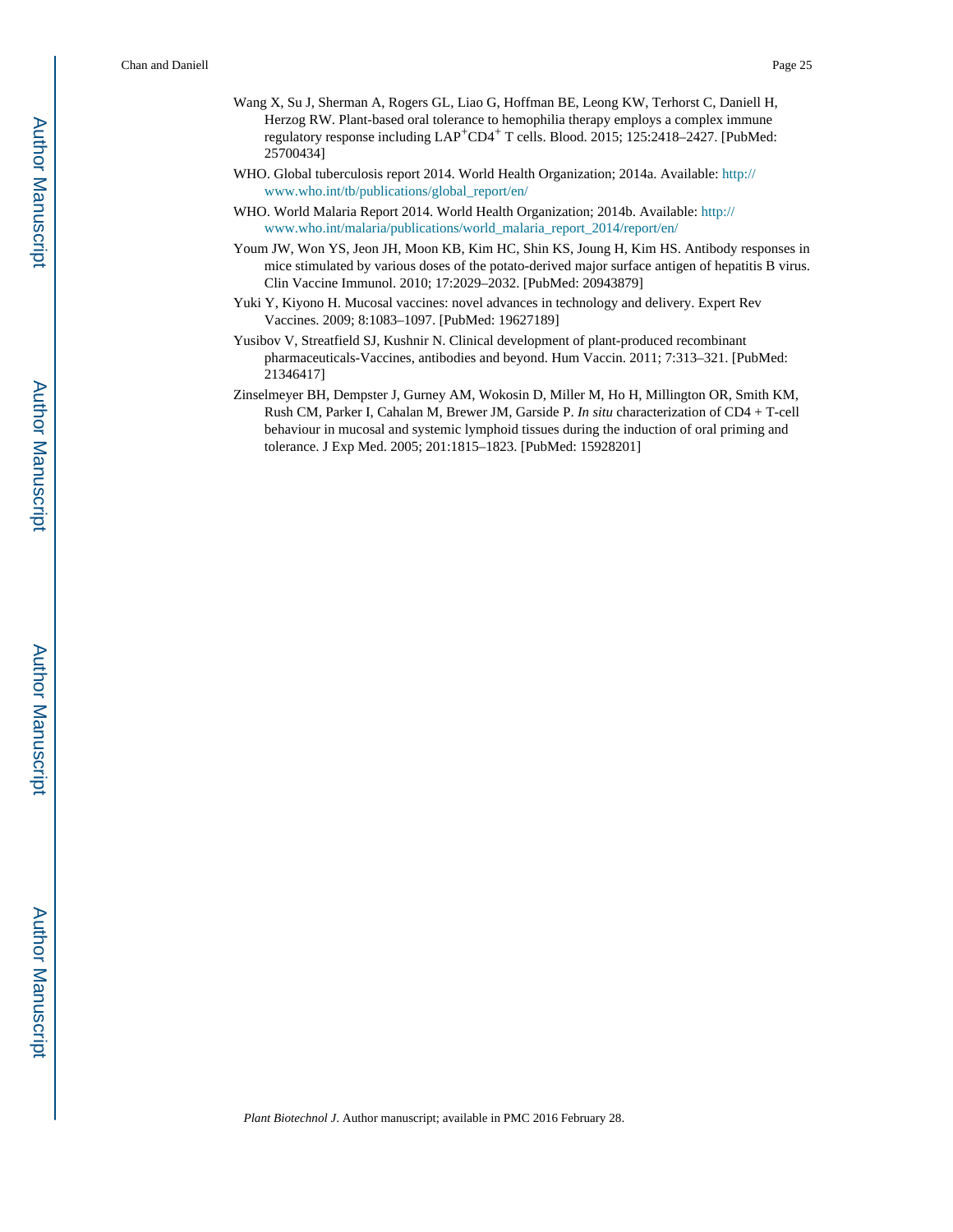Wang X, Su J, Sherman A, Rogers GL, Liao G, Hoffman BE, Leong KW, Terhorst C, Daniell H, Herzog RW. Plant-based oral tolerance to hemophilia therapy employs a complex immune regulatory response including $LAP^+CD4^+$ T cells. Blood. 2015; 125:2418–2427. [PubMed: 25700434]

WHO. Global tuberculosis report 2014. World Health Organization; 2014a. Available: http://www.who.int/tb/publications/global_report/en/

WHO. World Malaria Report 2014. World Health Organization; 2014b. Available: http://www.who.int/malaria/publications/world_malaria_report_2014/report/en/

Youm JW, Won YS, Jeon JH, Moon KB, Kim HC, Shin KS, Joung H, Kim HS. Antibody responses in mice stimulated by various doses of the potato-derived major surface antigen of hepatitis B virus. Clin Vaccine Immunol. 2010; 17:2029–2032. [PubMed: 20943879]

Yuki Y, Kiyono H. Mucosal vaccines: novel advances in technology and delivery. Expert Rev Vaccines. 2009; 8:1083–1097. [PubMed: 19627189]

Yusibov V, Streatfield SJ, Kushnir N. Clinical development of plant-produced recombinant pharmaceuticals-Vaccines, antibodies and beyond. Hum Vaccin. 2011; 7:313–321. [PubMed: 21346417]

Zinselmeyer BH, Dempster J, Gurney AM, Wokosin D, Miller M, Ho H, Millington OR, Smith KM, Rush CM, Parker I, Cahalan M, Brewer JM, Garside P. *In situ* characterization of CD4 + T-cell behaviour in mucosal and systemic lymphoid tissues during the induction of oral priming and tolerance. J Exp Med. 2005; 201:1815–1823. [PubMed: 15928201]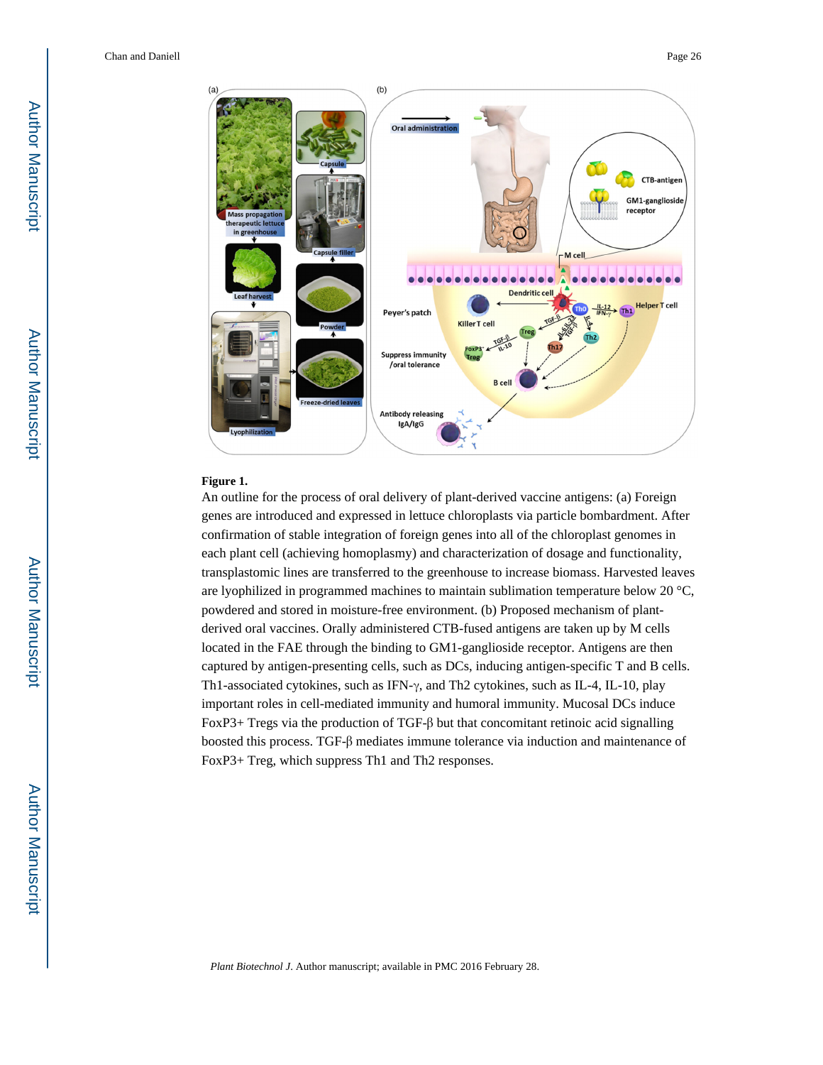**Figure 1.**

An outline for the process of oral delivery of plant-derived vaccine antigens: (a) Foreign genes are introduced and expressed in lettuce chloroplasts via particle bombardment. After confirmation of stable integration of foreign genes into all of the chloroplast genomes in each plant cell (achieving homoplasmy) and characterization of dosage and functionality, transplastomic lines are transferred to the greenhouse to increase biomass. Harvested leaves are lyophilized in programmed machines to maintain sublimation temperature below 20 °C, powdered and stored in moisture-free environment. (b) Proposed mechanism of plant-derived oral vaccines. Orally administered CTB-fused antigens are taken up by M cells located in the FAE through the binding to GM1-ganglioside receptor. Antigens are then captured by antigen-presenting cells, such as DCs, inducing antigen-specific T and B cells. Th1-associated cytokines, such as IFN-γ, and Th2 cytokines, such as IL-4, IL-10, play important roles in cell-mediated immunity and humoral immunity. Mucosal DCs induce FoxP3+ Tregs via the production of TGF-β but that concomitant retinoic acid signalling boosted this process. TGF-β mediates immune tolerance via induction and maintenance of FoxP3+ Treg, which suppress Th1 and Th2 responses.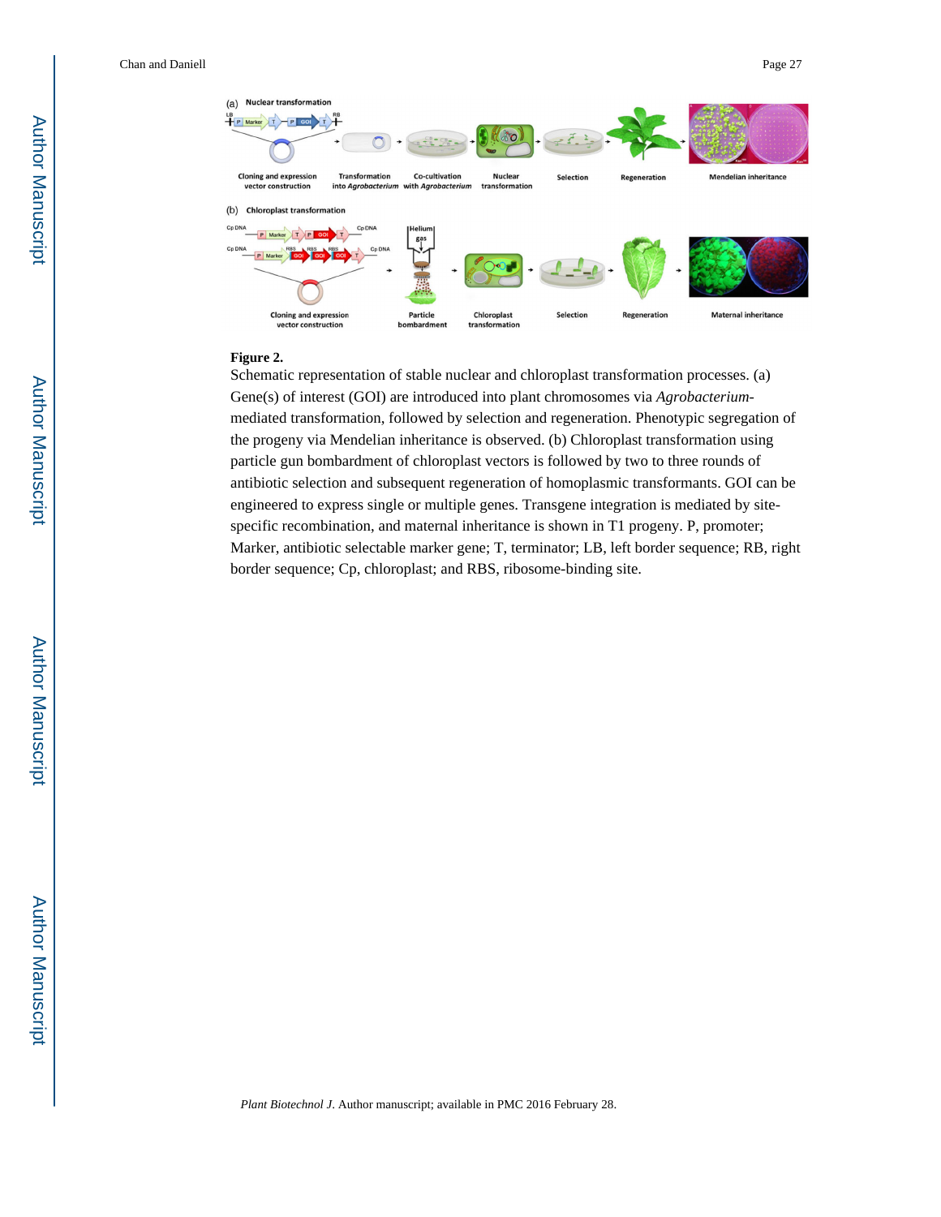**Figure 2.**

Schematic representation of stable nuclear and chloroplast transformation processes. (a) Gene(s) of interest (GOI) are introduced into plant chromosomes via *Agrobacterium*-mediated transformation, followed by selection and regeneration. Phenotypic segregation of the progeny via Mendelian inheritance is observed. (b) Chloroplast transformation using particle gun bombardment of chloroplast vectors is followed by two to three rounds of antibiotic selection and subsequent regeneration of homoplasmic transformants. GOI can be engineered to express single or multiple genes. Transgene integration is mediated by site-specific recombination, and maternal inheritance is shown in T1 progeny. P, promoter; Marker, antibiotic selectable marker gene; T, terminator; LB, left border sequence; RB, right border sequence; Cp, chloroplast; and RBS, ribosome-binding site.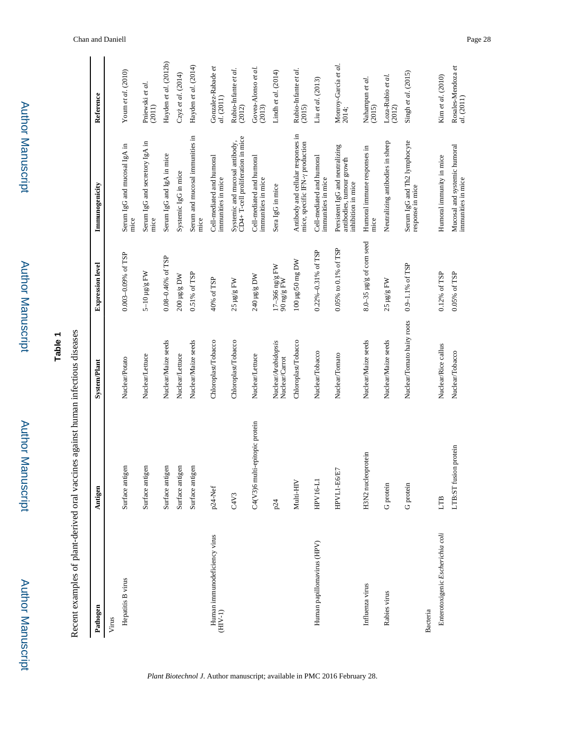**Table 1**

Recent examples of plant-derived oral vaccines against human infectious diseases

| Pathogen | Antigen | System/Plant | Expression level | Immunogenicity | Reference |
|---|---|---|---|---|---|
| Virus | | | | | |
| Hepatitis B virus | Surface antigen | Nuclear/Potato | 0.003–0.09% of TSP | Serum IgG and mucosal IgA in mice | Youm *et al.* (2010) |
| | Surface antigen | Nuclear/Lettuce | 5–10 μg/g FW | Serum IgG and secretory IgA in mice | Pniewski *et al.* (2011) |
| | Surface antigen | Nuclear/Maize seeds | 0.08–0.46% of TSP | Serum IgG and IgA in mice | Hayden *et al.* (2012b) |
| | Surface antigen | Nuclear/Lettuce | 200 μg/g DW | Systemic IgG in mice | Czyż *et al.* (2014) |
| | Surface antigen | Nuclear/Maize seeds | 0.51% of TSP | Serum and mucosal immunities in mice | Hayden *et al.* (2014) |
| Human immunodeficiency virus (HIV-1) | p24-Nef | Chloroplast/Tobacco | 40% of TSP | Cell-mediated and humoral immunities in mice | Gonzalez-Rabade *et al.* (2011) |
| | C4V3 | Chloroplast/Tobacco | 25 μg/g FW | Systemic and mucosal antibody, CD4+ T-cell proliferation in mice | Rubio-Infante *et al.* (2012) |
| | C4(V3)6 multi-epitopic protein | Nuclear/Lettuce | 240 μg/g DW | Cell-mediated and humoral immunities in mice | Govea-Alonso *et al.* (2013) |
| | p24 | Nuclear/*Arabidopsis* Nuclear/Carrot | 17–366 ng/g FW 90 ng/g FW | Sera IgG in mice | Lindh *et al.* (2014) |
| | Multi-HIV | Chloroplast/Tobacco | 100 μg/50 mg DW | Antibody and cellular responses in mice, specific IFN-γ production | Rubio-Infante *et al.* (2015) |
| Human papillomavirus (HPV) | HPV16-L1 | Nuclear/Tobacco | 0.22%–0.31% of TSP | Cell-mediated and humoral immunities in mice | Liu *et al.* (2013) |
| | HPVL1-E6/E7 | Nuclear/Tomato | 0.05% to 0.1% of TSP | Persistent IgG and neutralizing antibodies, tumour growth inhibition in mice | Monroy-García *et al.* 2014; |
| Influenza virus | H3N2 nucleoprotein | Nuclear/Maize seeds | 8.0–35 μg/g of corn seed | Humoral immune responses in mice | Nahampun *et al.* (2015) |
| Rabies virus | G protein | Nuclear/Maize seeds | 25 μg/g FW | Neutralizing antibodies in sheep | Loza-Rubio *et al.* (2012) |
| | G protein | Nuclear/Tomato hairy roots | 0.9–1.1% of TSP | Serum IgG and Th2 lymphocyte response in mice | Singh *et al.* (2015) |
| Bacteria | | | | | |
| Enterotoxigenic *Escherichia coli* | LTB | Nuclear/Rice callus | 0.12% of TSP | Humoral immunity in mice | Kim *et al.* (2010) |
| | LTB:ST fusion protein | Nuclear/Tobacco | 0.05% of TSP | Mucosal and systemic humoral immunities in mice | Rosales-Mendoza *et al.* (2011) |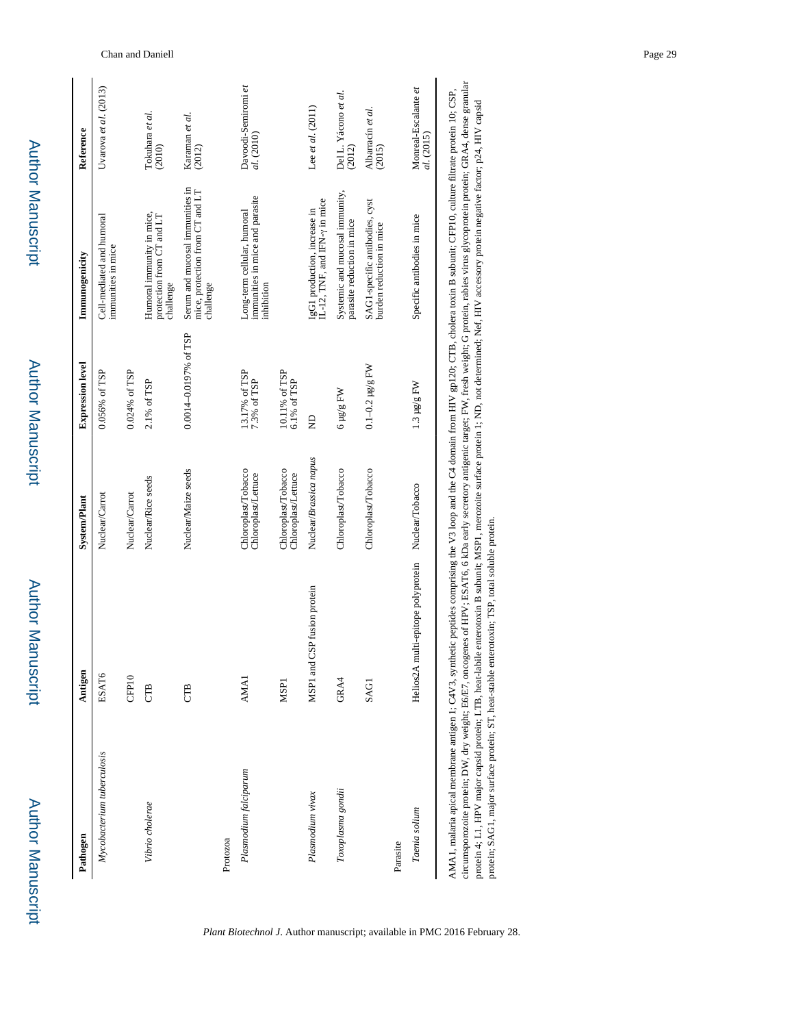| Pathogen | Antigen | System/Plant | Expression level | Immunogenicity | Reference |
|---|---|---|---|---|---|
| *Mycobacterium tuberculosis* | ESAT6 | Nuclear/Carrot | 0.056% of TSP | Cell-mediated and humoral immunities in mice | Uvarova *et al*. (2013) |
| | CFP10 | Nuclear/Carrot | 0.024% of TSP | | |
| *Vibrio cholerae* | CTB | Nuclear/Rice seeds | 2.1% of TSP | Humoral immunity in mice, protection from CT and LT challenge | Tokuhara *et al*. (2010) |
| | CTB | Nuclear/Maize seeds | 0.0014–0.0197% of TSP | Serum and mucosal immunities in mice, protection from CT and LT challenge | Karaman *et al*. (2012) |
| Protozoa | | | | | |
| *Plasmodium falciparum* | AMA1 | Chloroplast/Tobacco<br>Chloroplast/Lettuce | 13.17% of TSP<br>7.3% of TSP | Long-term cellular, humoral immunities in mice and parasite inhibition | Davoodi-Semiromi *et al*. (2010) |
| | MSP1 | Chloroplast/Tobacco<br>Chloroplast/Lettuce | 10.11% of TSP<br>6.1% of TSP | | |
| *Plasmodium vivax* | MSP1 and CSP fusion protein | Nuclear/*Brassica napus* | ND | IgG1 production, increase in IL-12, TNF, and IFN-γ in mice | Lee *et al*. (2011) |
| *Toxoplasma gondii* | GRA4 | Chloroplast/Tobacco | 6 μg/g FW | Systemic and mucosal immunity, parasite reduction in mice | Del L. Yácono *et al*. (2012) |
| | SAG1 | Chloroplast/Tobacco | 0.1–0.2 μg/g FW | SAG1-specific antibodies, cyst burden reduction in mice | Albarracín *et al*. (2015) |
| Parasite | | | | | |
| *Taenia solium* | Helios2A multi-epitope polyprotein | Nuclear/Tobacco | 1.3 μg/g FW | Specific antibodies in mice | Monreal-Escalante *et al*. (2015) |

AMA1, malaria apical membrane antigen 1; C4V3, synthetic peptides comprising the V3 loop and the C4 domain from HIV gp120; CTB, cholera toxin B subunit; CFP10, culture filtrate protein 10; CSP, circumsporozoite protein; DW, dry weight; E6/E7, oncogenes of HPV; ESAT6, 6 kDa early secretory antigenic target; FW, fresh weight; G protein, rabies virus glycoprotein protein; GRA4, dense granular protein 4; L1, HPV major capsid protein; LTB, heat-labile enterotoxin B subunit; MSP1, merozoite surface protein 1; ND, not determined; Nef, HIV accessory protein negative factor; p24, HIV capsid protein; SAG1, major surface protein; ST, heat-stable enterotoxin; TSP, total soluble protein.